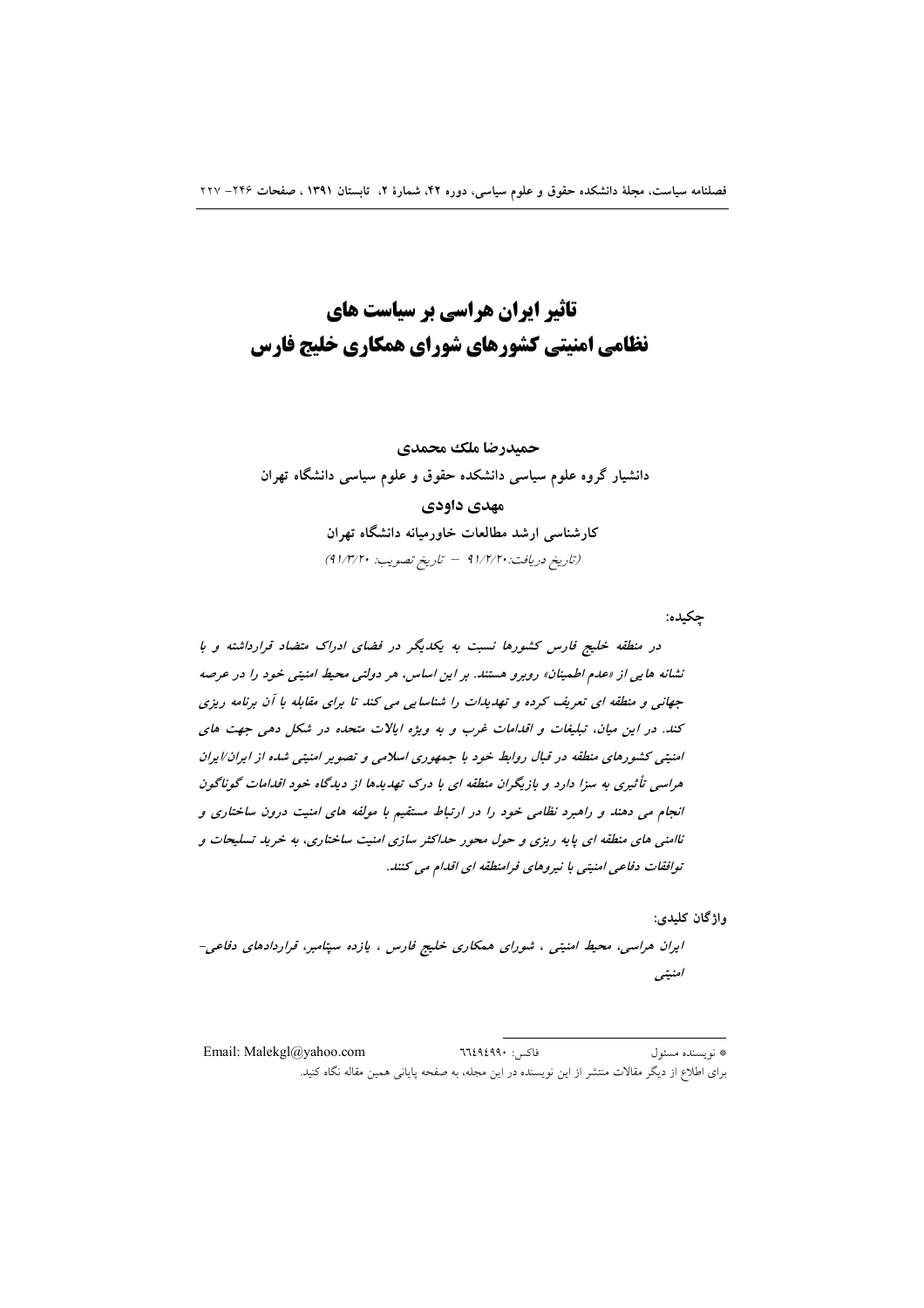# تاثیر ایران هراسی بر سیاست های نظامی امنیتی کشورهای شورای همکاری خلیج فارس

**حمیدرضا ملک محمدی**

**دانشیار گروه علوم سیاسی دانشکده حقوق و علوم سیاسی دانشگاه تهران**

**مهدی داودی**

**کارشناسی ارشد مطالعات خاورمیانه دانشگاه تهران**

*(تاریخ دریافت: ۹۱/۲/۲۰ – تاریخ تصویب: ۹۱/۳/۲۰)*

**چکیده:**

*در منطقه خلیج فارس کشورها نسبت به یکدیگر در فضای ادراک متضاد قرارداشته و با نشانه هایی از «عدم اطمینان» روبرو هستند. بر این اساس، هر دولتی محیط امنیتی خود را در عرصه جهانی و منطقه ای تعریف کرده و تهدیدات را شناسایی می کند تا برای مقابله با آن برنامه ریزی کند. در این میان، تبلیغات و اقدامات غرب و به ویژه ایالات متحده در شکل دهی جهت های امنیتی کشورهای منطقه در قبال روابط خود با جمهوری اسلامی و تصویر امنیتی شده از ایران/ایران هراسی تأثیری به سزا دارد و بازیگران منطقه ای با درک تهدیدها از دیدگاه خود اقدامات گوناگون انجام می دهند و راهبرد نظامی خود را در ارتباط مستقیم با مولفه های امنیت درون ساختاری و ناامنی های منطقه ای پایه ریزی و حول محور حداکثر سازی امنیت ساختاری، به خرید تسلیحات و توافقات دفاعی امنیتی با نیروهای فرامنطقه ای اقدام می کنند.*

**واژگان کلیدی:**

*ایران هراسی، محیط امنیتی ، شورای همکاری خلیج فارس ، یازده سپتامبر، قراردادهای دفاعی-امنیتی*

---

\* نویسنده مسئول فاکس: ۶۶۴۹۴۹۹۰ Email: Malekgl@yahoo.com

برای اطلاع از دیگر مقالات منتشر از این نویسنده در این مجله، به صفحه پایانی همین مقاله نگاه کنید.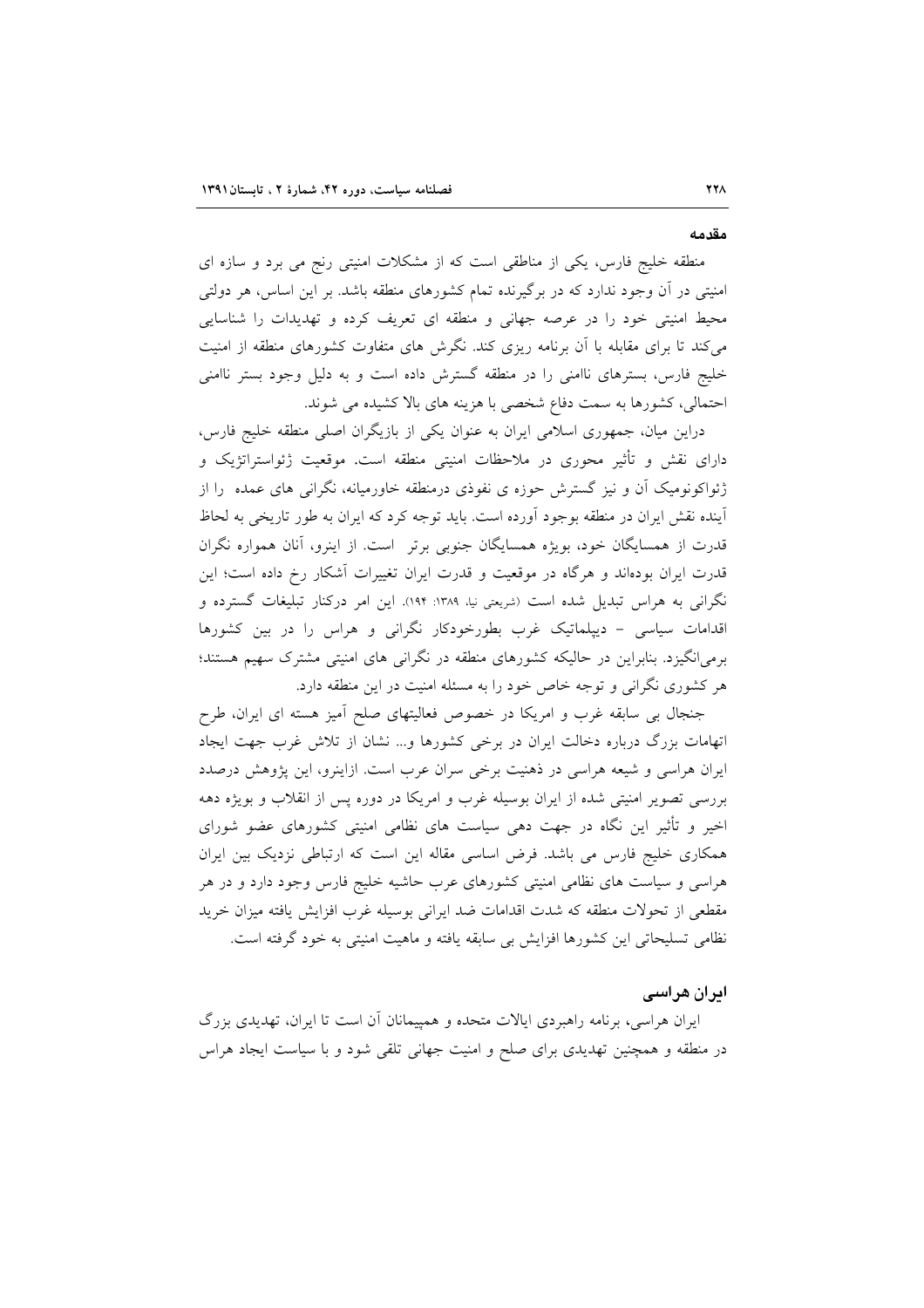## مقدمه

منطقه خلیج فارس، یکی از مناطقی است که از مشکلات امنیتی رنج می برد و سازه ای امنیتی در آن وجود ندارد که در برگیرنده تمام کشورهای منطقه باشد. بر این اساس، هر دولتی محیط امنیتی خود را در عرصه جهانی و منطقه ای تعریف کرده و تهدیدات را شناسایی می‌کند تا برای مقابله با آن برنامه ریزی کند. نگرش های متفاوت کشورهای منطقه از امنیت خلیج فارس، بسترهای ناامنی را در منطقه گسترش داده است و به دلیل وجود بستر ناامنی احتمالی، کشورها به سمت دفاع شخصی با هزینه های بالا کشیده می شوند.

دراین میان، جمهوری اسلامی ایران به عنوان یکی از بازیگران اصلی منطقه خلیج فارس، دارای نقش و تأثیر محوری در ملاحظات امنیتی منطقه است. موقعیت ژئواستراتژیک و ژئواکونومیک آن و نیز گسترش حوزه ی نفوذی درمنطقه خاورمیانه، نگرانی های عمده را از آینده نقش ایران در منطقه بوجود آورده است. باید توجه کرد که ایران به طور تاریخی به لحاظ قدرت از همسایگان خود، بویژه همسایگان جنوبی برتر است. از اینرو، آنان همواره نگران قدرت ایران بوده‌اند و هرگاه در موقعیت و قدرت ایران تغییرات آشکار رخ داده است؛ این نگرانی به هراس تبدیل شده است (شریعتی نیا، ۱۳۸۹: ۱۹۴). این امر درکنار تبلیغات گسترده و اقدامات سیاسی - دیپلماتیک غرب بطورخودکار نگرانی و هراس را در بین کشورها برمی‌انگیزد. بنابراین در حالیکه کشورهای منطقه در نگرانی های امنیتی مشترک سهیم هستند؛ هر کشوری نگرانی و توجه خاص خود را به مسئله امنیت در این منطقه دارد.

جنجال بی سابقه غرب و امریکا در خصوص فعالیتهای صلح آمیز هسته ای ایران، طرح اتهامات بزرگ درباره دخالت ایران در برخی کشورها و... نشان از تلاش غرب جهت ایجاد ایران هراسی و شیعه هراسی در ذهنیت برخی سران عرب است. ازاینرو، این پژوهش درصدد بررسی تصویر امنیتی شده از ایران بوسیله غرب و امریکا در دوره پس از انقلاب و بویژه دهه اخیر و تأثیر این نگاه در جهت دهی سیاست های نظامی امنیتی کشورهای عضو شورای همکاری خلیج فارس می باشد. فرض اساسی مقاله این است که ارتباطی نزدیک بین ایران هراسی و سیاست های نظامی امنیتی کشورهای عرب حاشیه خلیج فارس وجود دارد و در هر مقطعی از تحولات منطقه که شدت اقدامات ضد ایرانی بوسیله غرب افزایش یافته میزان خرید نظامی تسلیحاتی این کشورها افزایش بی سابقه یافته و ماهیت امنیتی به خود گرفته است.

## ایران هراسی

ایران هراسی، برنامه راهبردی ایالات متحده و همپیمانان آن است تا ایران، تهدیدی بزرگ در منطقه و همچنین تهدیدی برای صلح و امنیت جهانی تلقی شود و با سیاست ایجاد هراس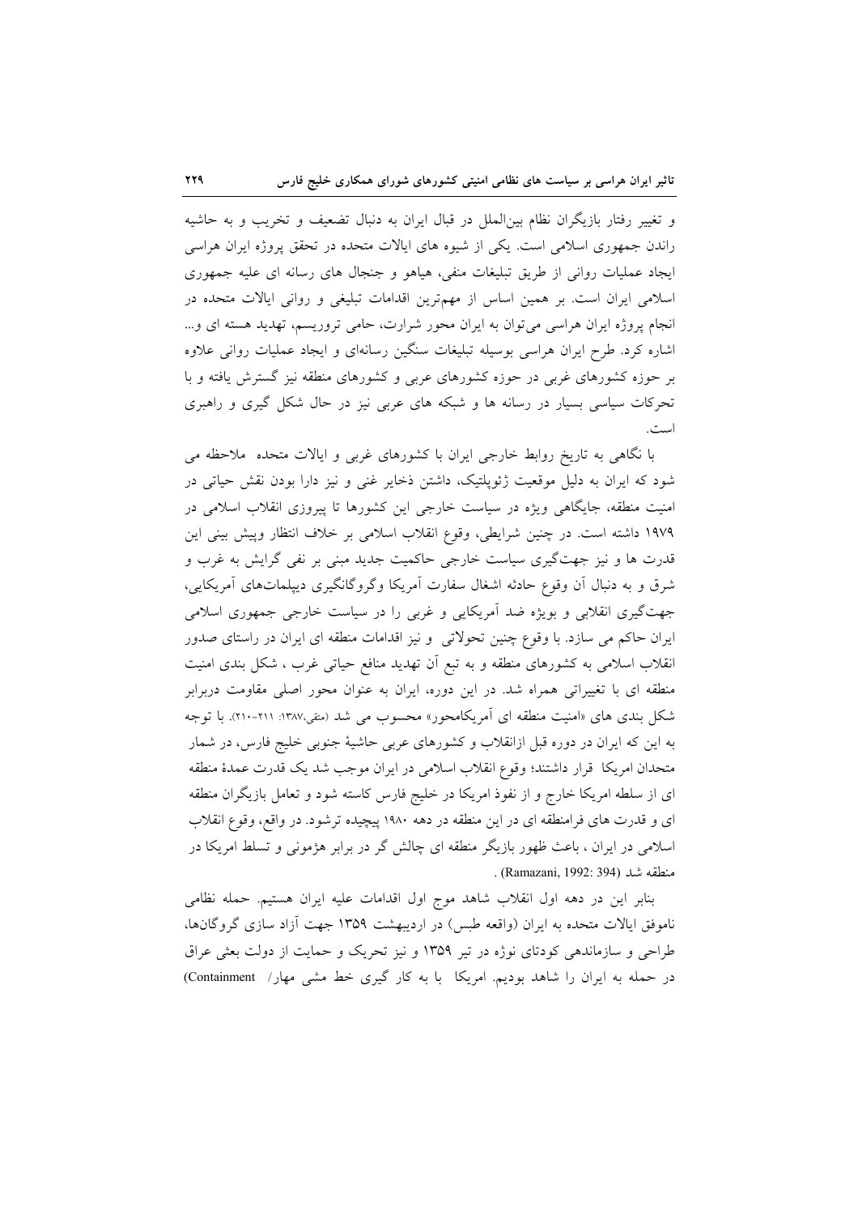و تغییر رفتار بازیگران نظام بین‌الملل در قبال ایران به دنبال تضعیف و تخریب و به حاشیه راندن جمهوری اسلامی است. یکی از شیوه های ایالات متحده در تحقق پروژه ایران هراسی ایجاد عملیات روانی از طریق تبلیغات منفی، هیاهو و جنجال های رسانه ای علیه جمهوری اسلامی ایران است. بر همین اساس از مهم‌ترین اقدامات تبلیغی و روانی ایالات متحده در انجام پروژه ایران هراسی می‌توان به ایران محور شرارت، حامی تروریسم، تهدید هسته ای و... اشاره کرد. طرح ایران هراسی بوسیله تبلیغات سنگین رسانه‌ای و ایجاد عملیات روانی علاوه بر حوزه کشورهای غربی در حوزه کشورهای عربی و کشورهای منطقه نیز گسترش یافته و با تحرکات سیاسی بسیار در رسانه ها و شبکه های عربی نیز در حال شکل گیری و راهبری است.

با نگاهی به تاریخ روابط خارجی ایران با کشورهای غربی و ایالات متحده ملاحظه می شود که ایران به دلیل موقعیت ژئوپلتیک، داشتن ذخایر غنی و نیز دارا بودن نقش حیاتی در امنیت منطقه، جایگاهی ویژه در سیاست خارجی این کشورها تا پیروزی انقلاب اسلامی در ۱۹۷۹ داشته است. در چنین شرایطی، وقوع انقلاب اسلامی بر خلاف انتظار وپیش بینی این قدرت ها و نیز جهت‌گیری سیاست خارجی حاکمیت جدید مبنی بر نفی گرایش به غرب و شرق و به دنبال آن وقوع حادثه اشغال سفارت آمریکا وگروگانگیری دیپلمات‌های آمریکایی، جهت‌گیری انقلابی و بویژه ضد آمریکایی و غربی را در سیاست خارجی جمهوری اسلامی ایران حاکم می سازد. با وقوع چنین تحولاتی و نیز اقدامات منطقه ای ایران در راستای صدور انقلاب اسلامی به کشورهای منطقه و به تبع آن تهدید منافع حیاتی غرب ، شکل بندی امنیت منطقه ای با تغییراتی همراه شد. در این دوره، ایران به عنوان محور اصلی مقاومت دربرابر شکل بندی های «امنیت منطقه ای آمریکامحور» محسوب می شد (متقی،۱۳۸۷: ۲۱۱-۲۱۰). با توجه به این که ایران در دوره قبل ازانقلاب و کشورهای عربی حاشیهٔ جنوبی خلیج فارس، در شمار متحدان امریکا قرار داشتند؛ وقوع انقلاب اسلامی در ایران موجب شد یک قدرت عمدهٔ منطقه ای از سلطه امریکا خارج و از نفوذ امریکا در خلیج فارس کاسته شود و تعامل بازیگران منطقه ای و قدرت های فرامنطقه ای در این منطقه در دهه ۱۹۸۰ پیچیده ترشود. در واقع، وقوع انقلاب اسلامی در ایران ، باعث ظهور بازیگر منطقه ای چالش گر در برابر هژمونی و تسلط امریکا در منطقه شد (Ramazani, 1992: 394) .

بنابر این در دهه اول انقلاب شاهد موج اول اقدامات علیه ایران هستیم. حمله نظامی ناموفق ایالات متحده به ایران (واقعه طبس) در اردیبهشت ۱۳۵۹ جهت آزاد سازی گروگان‌ها، طراحی و سازماندهی کودتای نوژه در تیر ۱۳۵۹ و نیز تحریک و حمایت از دولت بعثی عراق در حمله به ایران را شاهد بودیم. امریکا با به کار گیری خط مشی مهار/ Containment)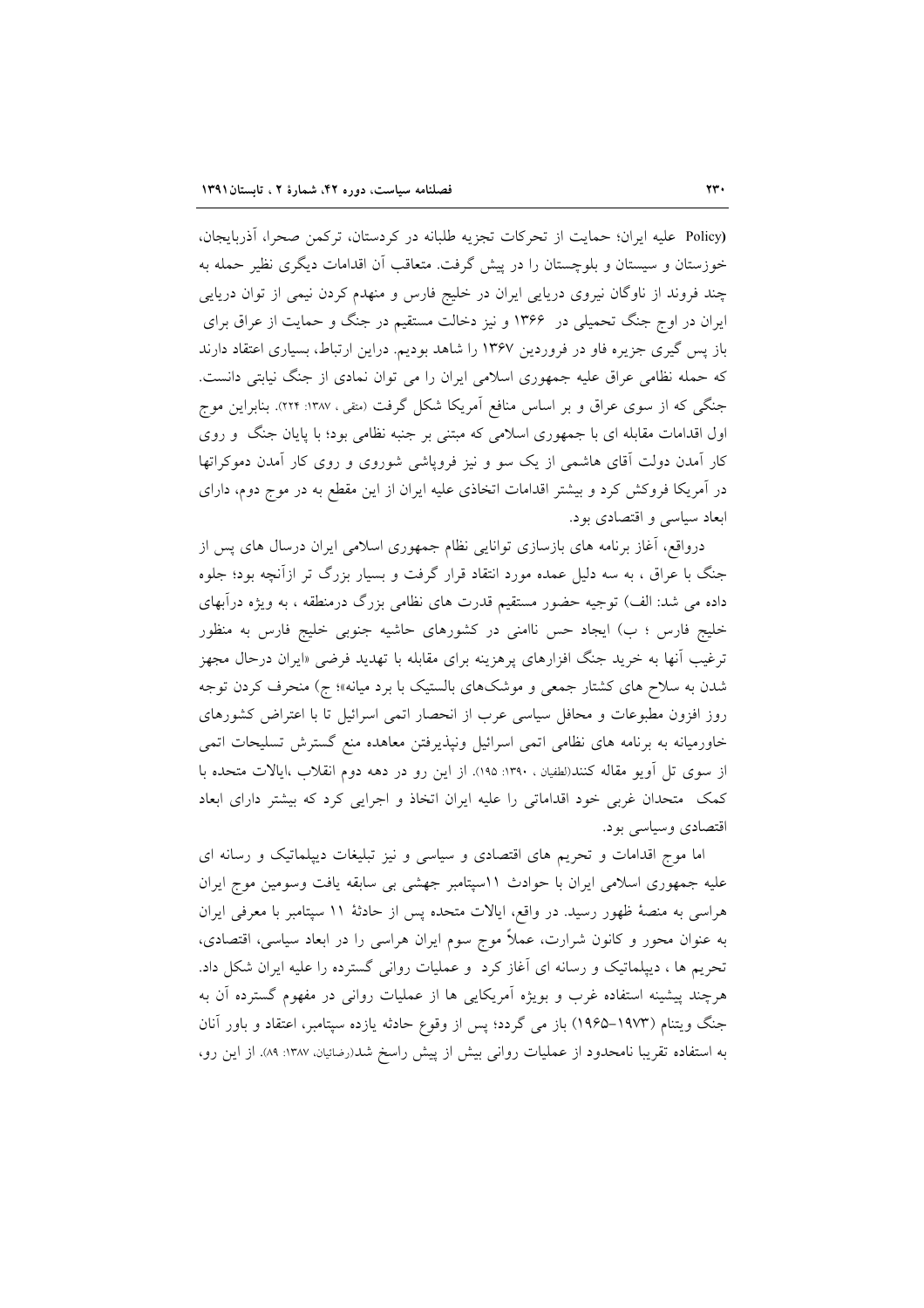(Policy علیه ایران؛ حمایت از تحرکات تجزیه طلبانه در کردستان، ترکمن صحرا، آذربایجان، خوزستان و سیستان و بلوچستان را در پیش گرفت. متعاقب آن اقدامات دیگری نظیر حمله به چند فروند از ناوگان نیروی دریایی ایران در خلیج فارس و منهدم کردن نیمی از توان دریایی ایران در اوج جنگ تحمیلی در ۱۳۶۶ و نیز دخالت مستقیم در جنگ و حمایت از عراق برای باز پس گیری جزیره فاو در فروردین ۱۳۶۷ را شاهد بودیم. دراین ارتباط، بسیاری اعتقاد دارند که حمله نظامی عراق علیه جمهوری اسلامی ایران را می توان نمادی از جنگ نیابتی دانست. جنگی که از سوی عراق و بر اساس منافع آمریکا شکل گرفت (متقی ، ۱۳۸۷: ۲۲۴). بنابراین موج اول اقدامات مقابله ای با جمهوری اسلامی که مبتنی بر جنبه نظامی بود؛ با پایان جنگ و روی کار آمدن دولت آقای هاشمی از یک سو و نیز فروپاشی شوروی و روی کار آمدن دموکراتها در آمریکا فروکش کرد و بیشتر اقدامات اتخاذی علیه ایران از این مقطع به در موج دوم، دارای ابعاد سیاسی و اقتصادی بود.

درواقع، آغاز برنامه های بازسازی توانایی نظام جمهوری اسلامی ایران درسال های پس از جنگ با عراق ، به سه دلیل عمده مورد انتقاد قرار گرفت و بسیار بزرگ تر ازآنچه بود؛ جلوه داده می شد: الف) توجیه حضور مستقیم قدرت های نظامی بزرگ درمنطقه ، به ویژه درآبهای خلیج فارس ؛ ب) ایجاد حس ناامنی در کشورهای حاشیه جنوبی خلیج فارس به منظور ترغیب آنها به خرید جنگ افزارهای پرهزینه برای مقابله با تهدید فرضی «ایران درحال مجهز شدن به سلاح های کشتار جمعی و موشک‌های بالستیک با برد میانه»؛ ج) منحرف کردن توجه روز افزون مطبوعات و محافل سیاسی عرب از انحصار اتمی اسرائیل تا با اعتراض کشورهای خاورمیانه به برنامه های نظامی اتمی اسرائیل ونپذیرفتن معاهده منع گسترش تسلیحات اتمی از سوی تل آویو مقاله کنند(لطفیان ، ۱۳۹۰: ۱۹۵). از این رو در دهه دوم انقلاب ،ایالات متحده با کمک متحدان غربی خود اقداماتی را علیه ایران اتخاذ و اجرایی کرد که بیشتر دارای ابعاد اقتصادی وسیاسی بود.

اما موج اقدامات و تحریم های اقتصادی و سیاسی و نیز تبلیغات دیپلماتیک و رسانه ای علیه جمهوری اسلامی ایران با حوادث ۱۱سپتامبر جهشی بی سابقه یافت وسومین موج ایران هراسی به منصهٔ ظهور رسید. در واقع، ایالات متحده پس از حادثهٔ ۱۱ سپتامبر با معرفی ایران به عنوان محور و کانون شرارت، عملاً موج سوم ایران هراسی را در ابعاد سیاسی، اقتصادی، تحریم ها ، دیپلماتیک و رسانه ای آغاز کرد و عملیات روانی گسترده را علیه ایران شکل داد. هرچند پیشینه استفاده غرب و بویژه آمریکایی ها از عملیات روانی در مفهوم گسترده آن به جنگ ویتنام (۱۹۷۳–۱۹۶۵) باز می گردد؛ پس از وقوع حادثه یازده سپتامبر، اعتقاد و باور آنان به استفاده تقریبا نامحدود از عملیات روانی بیش از پیش راسخ شد(رضائیان، ۱۳۸۷: ۸۹). از این رو،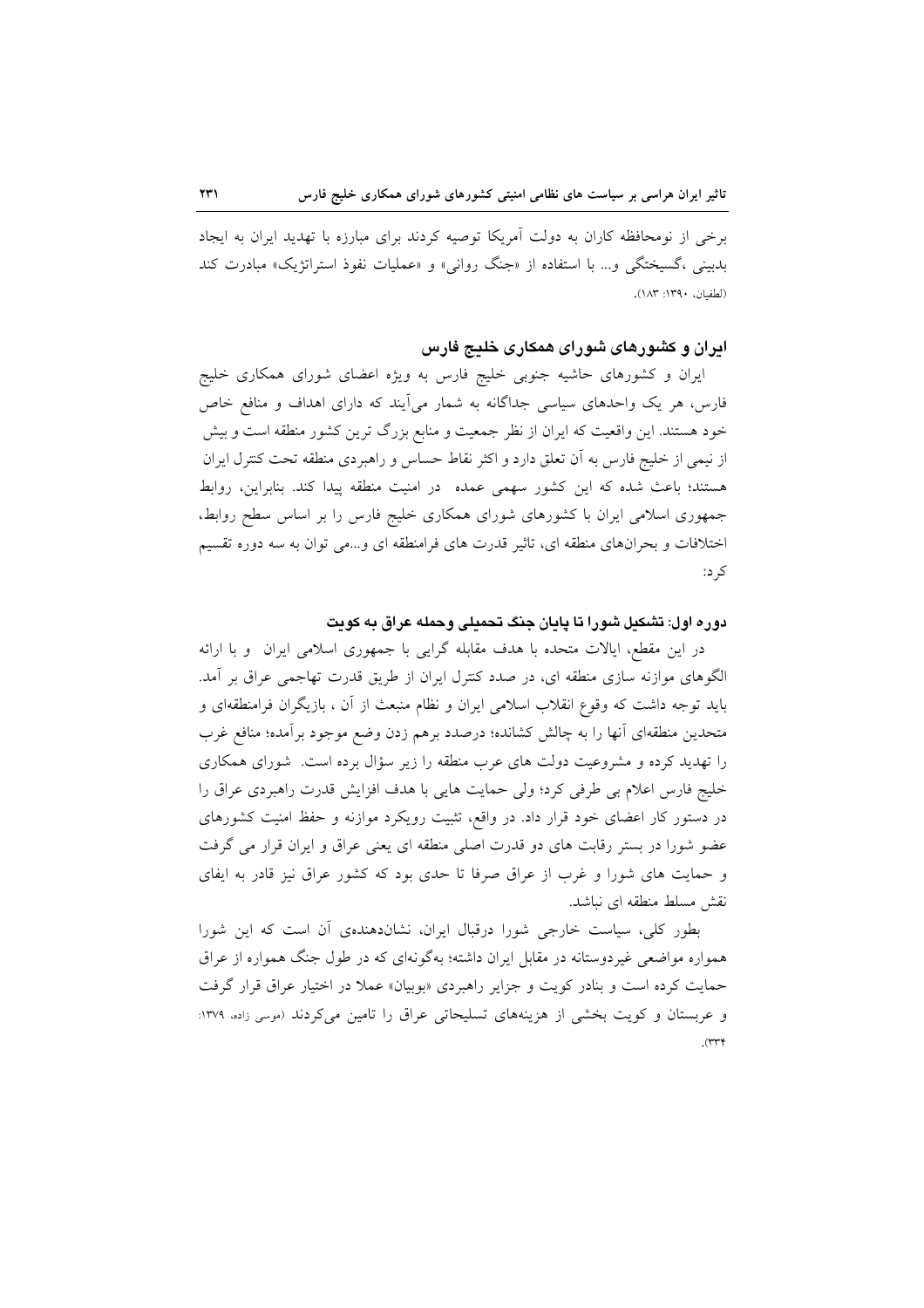برخی از نومحافظه کاران به دولت آمریکا توصیه کردند برای مبارزه با تهدید ایران به ایجاد بدبینی ،گسیختگی و... با استفاده از «جنگ روانی» و «عملیات نفوذ استراتژیک» مبادرت کند (لطفیان، ۱۳۹۰: ۱۸۳).

## ایران و کشورهای شورای همکاری خلیج فارس

ایران و کشورهای حاشیه جنوبی خلیج فارس به ویژه اعضای شورای همکاری خلیج فارس، هر یک واحدهای سیاسی جداگانه به شمار می‌آیند که دارای اهداف و منافع خاص خود هستند. این واقعیت که ایران از نظر جمعیت و منابع بزرگ ترین کشور منطقه است و بیش از نیمی از خلیج فارس به آن تعلق دارد و اکثر نقاط حساس و راهبردی منطقه تحت کنترل ایران هستند؛ باعث شده که این کشور سهمی عمده در امنیت منطقه پیدا کند. بنابراین، روابط جمهوری اسلامی ایران با کشورهای شورای همکاری خلیج فارس را بر اساس سطح روابط، اختلافات و بحران‌های منطقه ای، تاثیر قدرت های فرامنطقه ای و...می توان به سه دوره تقسیم کرد:

### دوره اول: تشکیل شورا تا پایان جنگ تحمیلی وحمله عراق به کویت

در این مقطع، ایالات متحده با هدف مقابله گرایی با جمهوری اسلامی ایران و با ارائه الگوهای موازنه سازی منطقه ای، در صدد کنترل ایران از طریق قدرت تهاجمی عراق بر آمد. باید توجه داشت که وقوع انقلاب اسلامی ایران و نظام منبعث از آن ، بازیگران فرامنطقه‌ای و متحدین منطقه‌ای آنها را به چالش کشانده؛ درصدد برهم زدن وضع موجود برآمده؛ منافع غرب را تهدید کرده و مشروعیت دولت های عرب منطقه را زیر سؤال برده است. شورای همکاری خلیج فارس اعلام بی طرفی کرد؛ ولی حمایت هایی با هدف افزایش قدرت راهبردی عراق را در دستور کار اعضای خود قرار داد. در واقع، تثبیت رویکرد موازنه و حفظ امنیت کشورهای عضو شورا در بستر رقابت های دو قدرت اصلی منطقه ای یعنی عراق و ایران قرار می گرفت و حمایت های شورا و غرب از عراق صرفا تا حدی بود که کشور عراق نیز قادر به ایفای نقش مسلط منطقه ای نباشد.

بطور کلی، سیاست خارجی شورا درقبال ایران، نشان‌دهنده‌ی آن است که این شورا همواره مواضعی غیردوستانه در مقابل ایران داشته؛ به‌گونه‌ای که در طول جنگ همواره از عراق حمایت کرده است و بنادر کویت و جزایر راهبردی «بوبیان» عملا در اختیار عراق قرار گرفت و عربستان و کویت بخشی از هزینه‌های تسلیحاتی عراق را تامین می‌کردند (موسی زاده، ۱۳۷۹: ۳۳۴).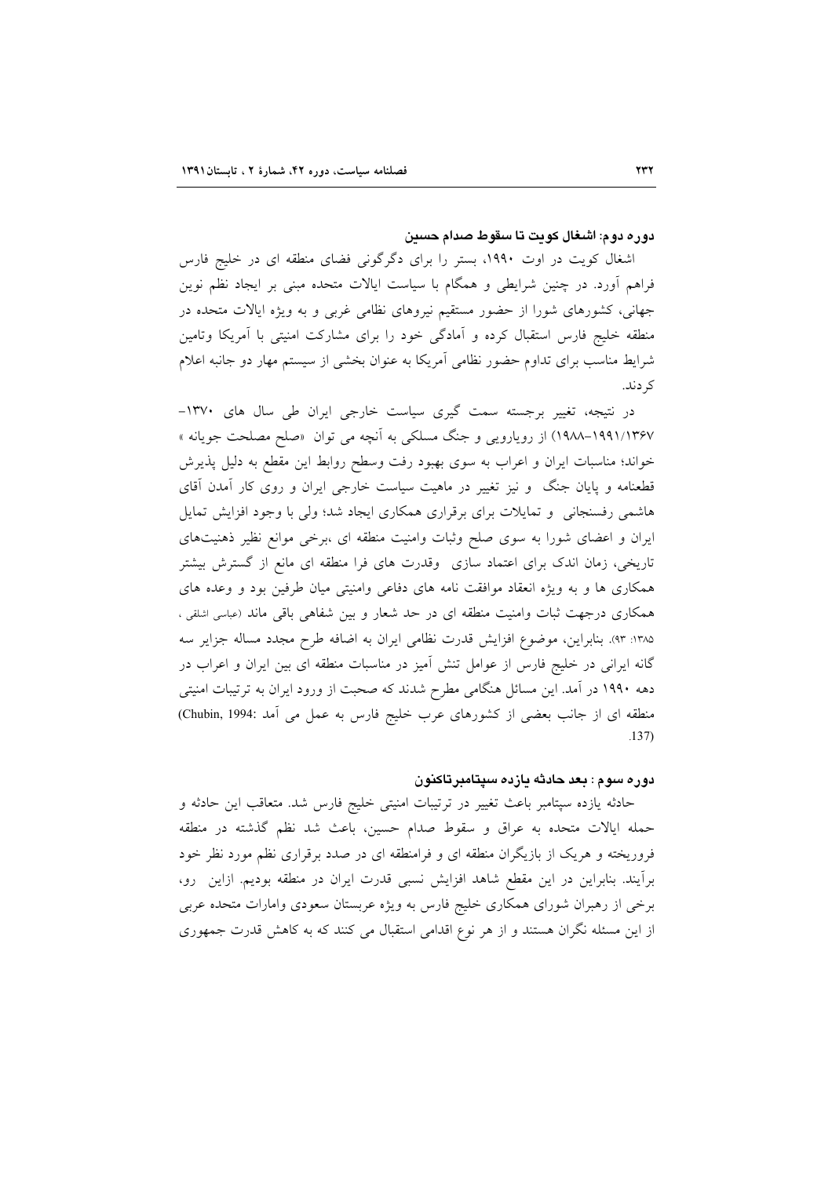### دوره دوم: اشغال کویت تا سقوط صدام حسین

اشغال کویت در اوت ۱۹۹۰، بستر را برای دگرگونی فضای منطقه ای در خلیج فارس فراهم آورد. در چنین شرایطی و همگام با سیاست ایالات متحده مبنی بر ایجاد نظم نوین جهانی، کشورهای شورا از حضور مستقیم نیروهای نظامی غربی و به ویژه ایالات متحده در منطقه خلیج فارس استقبال کرده و آمادگی خود را برای مشارکت امنیتی با آمریکا وتامین شرایط مناسب برای تداوم حضور نظامی آمریکا به عنوان بخشی از سیستم مهار دو جانبه اعلام کردند.

در نتیجه، تغییر برجسته سمت گیری سیاست خارجی ایران طی سال های ۱۳۷۰–۱۹۹۱/۱۳۶۷–۱۹۸۸) از رویارویی و جنگ مسلکی به آنچه می توان «صلح مصلحت جویانه» خواند؛ مناسبات ایران و اعراب به سوی بهبود رفت وسطح روابط این مقطع به دلیل پذیرش قطعنامه و پایان جنگ و نیز تغییر در ماهیت سیاست خارجی ایران و روی کار آمدن آقای هاشمی رفسنجانی و تمایلات برای برقراری همکاری ایجاد شد؛ ولی با وجود افزایش تمایل ایران و اعضای شورا به سوی صلح وثبات وامنیت منطقه ای ،برخی موانع نظیر ذهنیت‌های تاریخی، زمان اندک برای اعتماد سازی وقدرت های فرا منطقه ای مانع از گسترش بیشتر همکاری ها و به ویژه انعقاد موافقت نامه های دفاعی وامنیتی میان طرفین بود و وعده های همکاری درجهت ثبات وامنیت منطقه ای در حد شعار و بین شفاهی باقی ماند (عباسی اشلقی ، ۱۳۸۵: ۹۳). بنابراین، موضوع افزایش قدرت نظامی ایران به اضافه طرح مجدد مساله جزایر سه گانه ایرانی در خلیج فارس از عوامل تنش آمیز در مناسبات منطقه ای بین ایران و اعراب در دهه ۱۹۹۰ در آمد. این مسائل هنگامی مطرح شدند که صحبت از ورود ایران به ترتیبات امنیتی منطقه ای از جانب بعضی از کشورهای عرب خلیج فارس به عمل می آمد (Chubin, 1994: 137).

### دوره سوم : بعد حادثه یازده سپتامبرتاکنون

حادثه یازده سپتامبر باعث تغییر در ترتیبات امنیتی خلیج فارس شد. متعاقب این حادثه و حمله ایالات متحده به عراق و سقوط صدام حسین، باعث شد نظم گذشته در منطقه فروریخته و هریک از بازیگران منطقه ای و فرامنطقه ای در صدد برقراری نظم مورد نظر خود برآیند. بنابراین در این مقطع شاهد افزایش نسبی قدرت ایران در منطقه بودیم. ازاین رو، برخی از رهبران شورای همکاری خلیج فارس به ویژه عربستان سعودی وامارات متحده عربی از این مسئله نگران هستند و از هر نوع اقدامی استقبال می کنند که به کاهش قدرت جمهوری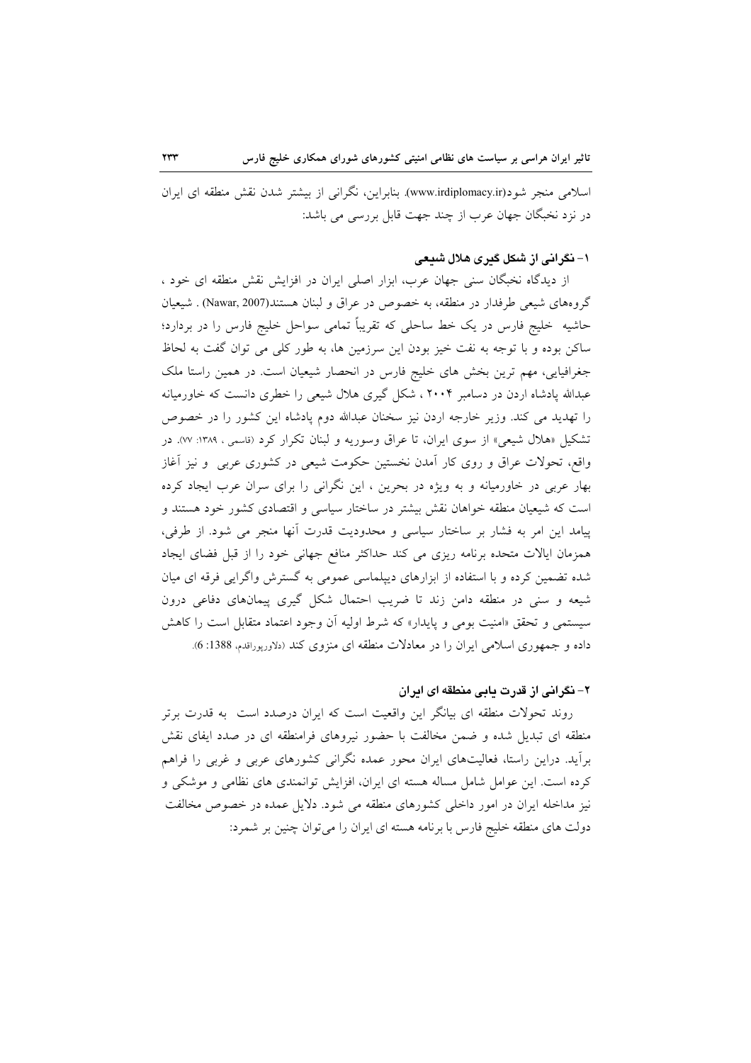اسلامی منجر شود(www.irdiplomacy.ir). بنابراین، نگرانی از بیشتر شدن نقش منطقه ای ایران در نزد نخبگان جهان عرب از چند جهت قابل بررسی می باشد:

### ۱- نگرانی از شکل گیری هلال شیعی

از دیدگاه نخبگان سنی جهان عرب، ابزار اصلی ایران در افزایش نقش منطقه ای خود ، گروه‌های شیعی طرفدار در منطقه، به خصوص در عراق و لبنان هستند(Nawar, 2007) . شیعیان حاشیه خلیج فارس در یک خط ساحلی که تقریباً تمامی سواحل خلیج فارس را در بردارد؛ ساکن بوده و با توجه به نفت خیز بودن این سرزمین ها، به طور کلی می توان گفت به لحاظ جغرافیایی، مهم ترین بخش های خلیج فارس در انحصار شیعیان است. در همین راستا ملک عبدالله پادشاه اردن در دسامبر ۲۰۰۴ ، شکل گیری هلال شیعی را خطری دانست که خاورمیانه را تهدید می کند. وزیر خارجه اردن نیز سخنان عبدالله دوم پادشاه این کشور را در خصوص تشکیل «هلال شیعی» از سوی ایران، تا عراق وسوریه و لبنان تکرار کرد (قاسمی ، ۱۳۸۹: ۷۷). در واقع، تحولات عراق و روی کار آمدن نخستین حکومت شیعی در کشوری عربی و نیز آغاز بهار عربی در خاورمیانه و به ویژه در بحرین ، این نگرانی را برای سران عرب ایجاد کرده است که شیعیان منطقه خواهان نقش بیشتر در ساختار سیاسی و اقتصادی کشور خود هستند و پیامد این امر به فشار بر ساختار سیاسی و محدودیت قدرت آنها منجر می شود. از طرفی، همزمان ایالات متحده برنامه ریزی می کند حداکثر منافع جهانی خود را از قبل فضای ایجاد شده تضمین کرده و با استفاده از ابزارهای دیپلماسی عمومی به گسترش واگرایی فرقه ای میان شیعه و سنی در منطقه دامن زند تا ضریب احتمال شکل گیری پیمان‌های دفاعی درون سیستمی و تحقق «امنیت بومی و پایدار» که شرط اولیه آن وجود اعتماد متقابل است را کاهش داده و جمهوری اسلامی ایران را در معادلات منطقه ای منزوی کند (دلاورپوراقدم، 1388: 6).

### ۲- نگرانی از قدرت یابی منطقه ای ایران

روند تحولات منطقه ای بیانگر این واقعیت است که ایران درصدد است به قدرت برتر منطقه ای تبدیل شده و ضمن مخالفت با حضور نیروهای فرامنطقه ای در صدد ایفای نقش برآید. دراین راستا، فعالیت‌های ایران محور عمده نگرانی کشورهای عربی و غربی را فراهم کرده است. این عوامل شامل مساله هسته ای ایران، افزایش توانمندی های نظامی و موشکی و نیز مداخله ایران در امور داخلی کشورهای منطقه می شود. دلایل عمده در خصوص مخالفت دولت های منطقه خلیج فارس با برنامه هسته ای ایران را می‌توان چنین بر شمرد: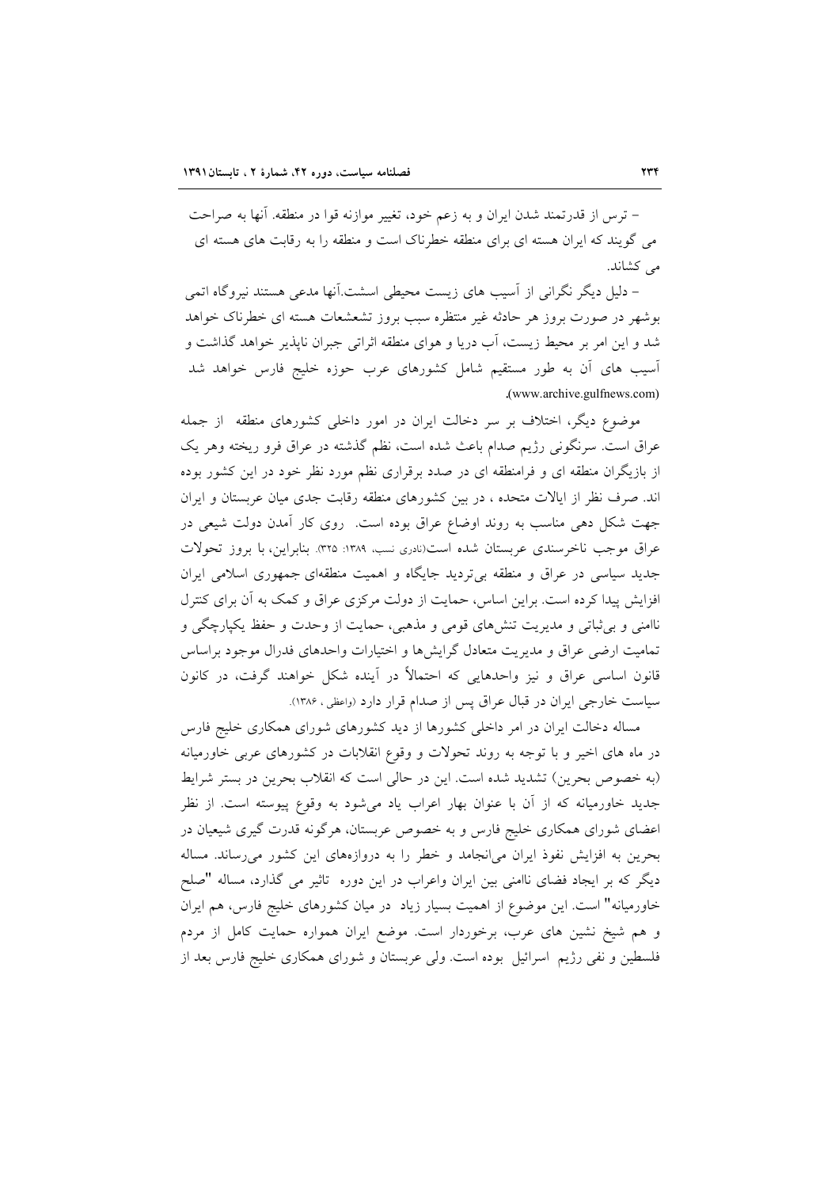– ترس از قدرتمند شدن ایران و به زعم خود، تغییر موازنه قوا در منطقه. آنها به صراحت می گویند که ایران هسته ای برای منطقه خطرناک است و منطقه را به رقابت های هسته ای می کشاند.

– دلیل دیگر نگرانی از آسیب های زیست محیطی اسشت.آنها مدعی هستند نیروگاه اتمی بوشهر در صورت بروز هر حادثه غیر منتظره سبب بروز تشعشعات هسته ای خطرناک خواهد شد و این امر بر محیط زیست، آب دریا و هوای منطقه اثراتی جبران ناپذیر خواهد گذاشت و آسیب های آن به طور مستقیم شامل کشورهای عرب حوزه خلیج فارس خواهد شد (www.archive.gulfnews.com).

موضوع دیگر، اختلاف بر سر دخالت ایران در امور داخلی کشورهای منطقه از جمله عراق است. سرنگونی رژیم صدام باعث شده است، نظم گذشته در عراق فرو ریخته وهر یک از بازیگران منطقه ای و فرامنطقه ای در صدد برقراری نظم مورد نظر خود در این کشور بوده اند. صرف نظر از ایالات متحده ، در بین کشورهای منطقه رقابت جدی میان عربستان و ایران جهت شکل دهی مناسب به روند اوضاع عراق بوده است. روی کار آمدن دولت شیعی در عراق موجب ناخرسندی عربستان شده است(نادری نسب، ۱۳۸۹: ۳۲۵). بنابراین، با بروز تحولات جدید سیاسی در عراق و منطقه بی‌تردید جایگاه و اهمیت منطقه‌ای جمهوری اسلامی ایران افزایش پیدا کرده است. براین اساس، حمایت از دولت مرکزی عراق و کمک به آن برای کنترل ناامنی و بی‌ثباتی و مدیریت تنش‌های قومی و مذهبی، حمایت از وحدت و حفظ یکپارچگی و تمامیت ارضی عراق و مدیریت متعادل گرایش‌ها و اختیارات واحدهای فدرال موجود براساس قانون اساسی عراق و نیز واحدهایی که احتمالاً در آینده شکل خواهند گرفت، در کانون سیاست خارجی ایران در قبال عراق پس از صدام قرار دارد (واعظی ، ۱۳۸۶).

مساله دخالت ایران در امر داخلی کشورها از دید کشورهای شورای همکاری خلیج فارس در ماه های اخیر و با توجه به روند تحولات و وقوع انقلابات در کشورهای عربی خاورمیانه (به خصوص بحرین) تشدید شده است. این در حالی است که انقلاب بحرین در بستر شرایط جدید خاورمیانه که از آن با عنوان بهار اعراب یاد می‌شود به وقوع پیوسته است. از نظر اعضای شورای همکاری خلیج فارس و به خصوص عربستان، هرگونه قدرت گیری شیعیان در بحرین به افزایش نفوذ ایران می‌انجامد و خطر را به دروازه‌های این کشور می‌رساند. مساله دیگر که بر ایجاد فضای ناامنی بین ایران واعراب در این دوره تاثیر می گذارد، مساله "صلح خاورمیانه" است. این موضوع از اهمیت بسیار زیاد در میان کشورهای خلیج فارس، هم ایران و هم شیخ نشین های عرب، برخوردار است. موضع ایران همواره حمایت کامل از مردم فلسطین و نفی رژیم اسرائیل بوده است. ولی عربستان و شورای همکاری خلیج فارس بعد از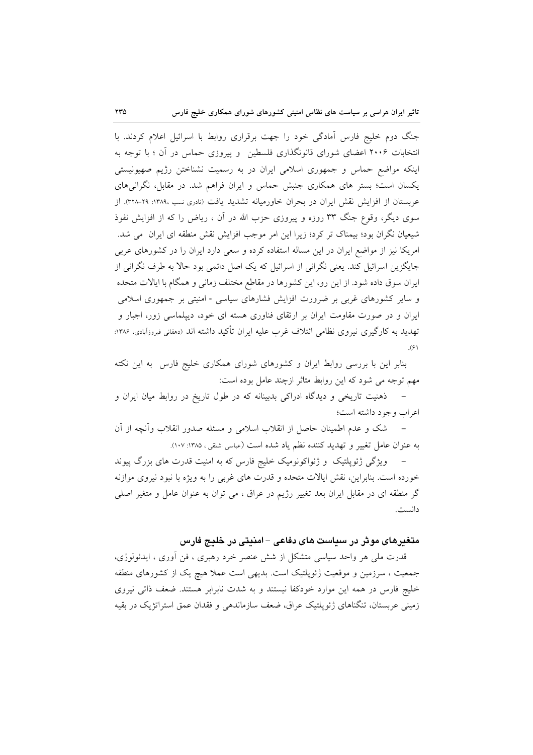جنگ دوم خلیج فارس آمادگی خود را جهت برقراری روابط با اسرائیل اعلام کردند. با انتخابات ۲۰۰۶ اعضای شورای قانونگذاری فلسطین و پیروزی حماس در آن ؛ با توجه به اینکه مواضع حماس و جمهوری اسلامی ایران در به رسمیت نشناختن رژیم صهیونیستی یکسان است؛ بستر های همکاری جنبش حماس و ایران فراهم شد. در مقابل، نگرانی‌های عربستان از افزایش نقش ایران در بحران خاورمیانه تشدید یافت (نادری نسب ،۱۳۸۹: ۲۹-۳۲۸). از سوی دیگر، وقوع جنگ ۳۳ روزه و پیروزی حزب الله در آن ، ریاض را که از افزایش نفوذ شیعیان نگران بود؛ بیمناک تر کرد؛ زیرا این امر موجب افزایش نقش منطقه ای ایران می شد. امریکا نیز از مواضع ایران در این مساله استفاده کرده و سعی دارد ایران را در کشورهای عربی جایگزین اسرائیل کند. یعنی نگرانی از اسرائیل که یک اصل دائمی بود حالا به طرف نگرانی از ایران سوق داده شود. از این رو، این کشورها در مقاطع مختلف زمانی و همگام با ایالات متحده و سایر کشورهای غربی بر ضرورت افزایش فشارهای سیاسی - امنیتی بر جمهوری اسلامی ایران و در صورت مقاومت ایران بر ارتقای فناوری هسته ای خود، دیپلماسی زور، اجبار و تهدید به کارگیری نیروی نظامی ائتلاف غرب علیه ایران تأکید داشته اند (دهقانی فیروزآبادی، ۱۳۸۶: ۶۱).

بنابر این با بررسی روابط ایران و کشورهای شورای همکاری خلیج فارس به این نکته مهم توجه می شود که این روابط متاثر ازچند عامل بوده است:

- ذهنیت تاریخی و دیدگاه ادراکی بدبینانه که در طول تاریخ در روابط میان ایران و اعراب وجود داشته است؛
- شک و عدم اطمینان حاصل از انقلاب اسلامی و مسئله صدور انقلاب وآنچه از آن به عنوان عامل تغییر و تهدید کننده نظم یاد شده است (عباسی اشلقی ، ۱۳۸۵: ۱۰۷).
- ویژگی ژئوپلتیک و ژئواکونومیک خلیج فارس که به امنیت قدرت های بزرگ پیوند خورده است. بنابراین، نقش ایالات متحده و قدرت های غربی را به ویژه با نبود نیروی موازنه گر منطقه ای در مقابل ایران بعد تغییر رژیم در عراق ، می توان به عنوان عامل و متغیر اصلی دانست.

## متغیرهای موثر در سیاست های دفاعی - امنیتی در خلیج فارس

قدرت ملی هر واحد سیاسی متشکل از شش عنصر خرد رهبری ، فن آوری ، ایدئولوژی، جمعیت ، سرزمین و موقعیت ژئوپلتیک است. بدیهی است عملا هیچ یک از کشورهای منطقه خلیج فارس در همه این موارد خودکفا نیستند و به شدت نابرابر هستند. ضعف ذاتی نیروی زمینی عربستان، تنگناهای ژئوپلتیک عراق، ضعف سازماندهی و فقدان عمق استراتژیک در بقیه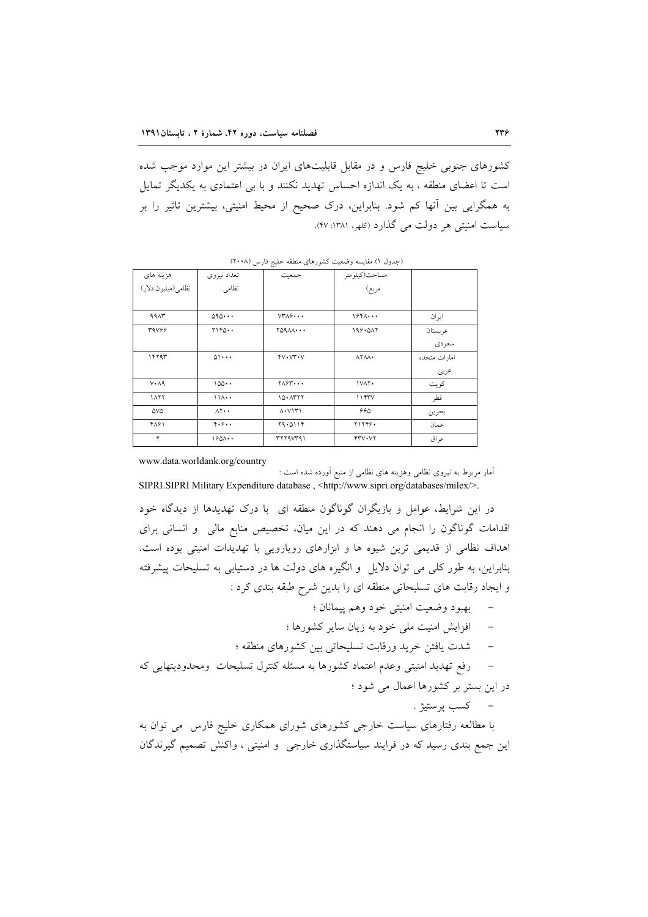کشورهای جنوبی خلیج فارس و در مقابل قابلیت‌های ایران در بیشتر این موارد موجب شده است تا اعضای منطقه ، به یک اندازه احساس تهدید نکنند و با بی اعتمادی به یکدیگر تمایل به همگرایی بین آنها کم شود. بنابراین، درک صحیح از محیط امنیتی، بیشترین تاثیر را بر سیاست امنیتی هر دولت می گذارد (کلهر، ۱۳۸۱: ۴۷).

(جدول ۱) مقایسه وضعیت کشورهای منطقه خلیج فارس (۲۰۰۸)

| | مساحت(کیلومتر مربع) | جمعیت | تعداد نیروی نظامی | هزینه های نظامی(میلیون دلار) |
|---|---|---|---|---|
| ایران | ۱۶۴۸۰۰۰ | ۷۳۸۶۰۰۰ | ۵۴۵۰۰۰ | ۹۹۸۳ |
| عربستان سعودی | ۱۹۶۰۵۸۲ | ۲۵۹۸۸۰۰۰ | ۲۱۴۵۰۰ | ۳۹۷۶۶ |
| امارات متحده عربی | ۸۲۸۸۰ | ۴۷۰۷۳۰۷ | ۵۱۰۰۰ | ۱۴۲۹۳ |
| کویت | ۱۷۸۲۰ | ۲۸۶۳۰۰۰ | ۱۵۵۰۰ | ۷۰۸۹ |
| قطر | ۱۱۴۳۷ | ۱۵۰۸۳۲۲ | ۱۱۸۰۰ | ۱۸۲۲ |
| بحرین | ۶۶۵ | ۸۰۷۱۳۱ | ۸۲۰۰ | ۵۷۵ |
| عمان | ۲۱۲۴۶۰ | ۲۹۰۵۱۱۴ | ۴۰۶۰۰ | ۴۸۶۱ |
| عراق | ۴۳۷۰۷۲ | ۳۲۲۹۷۳۹۱ | ۱۶۵۸۰۰ | ؟ |

www.data.worldank.org/country

آمار مربوط به نیروی نظامی وهزینه های نظامی از منبع آورده شده است :

SIPRI.SIPRI Military Expenditure database , <http://www.sipri.org/databases/milex/>.

در این شرایط، عوامل و بازیگران گوناگون منطقه ای با درک تهدیدها از دیدگاه خود اقدامات گوناگون را انجام می دهند که در این میان، تخصیص منابع مالی و انسانی برای اهداف نظامی از قدیمی ترین شیوه ها و ابزارهای رویارویی با تهدیدات امنیتی بوده است. بنابراین، به طور کلی می توان دلایل و انگیزه های دولت ها در دستیابی به تسلیحات پیشرفته و ایجاد رقابت های تسلیحاتی منطقه ای را بدین شرح طبقه بندی کرد :

- بهبود وضعیت امنیتی خود وهم پیمانان ؛
- افزایش امنیت ملی خود به زیان سایر کشورها ؛
- شدت یافتن خرید ورقابت تسلیحاتی بین کشورهای منطقه ؛
- رفع تهدید امنیتی وعدم اعتماد کشورها به مسئله کنترل تسلیحات ومحدودیتهایی که در این بستر بر کشورها اعمال می شود ؛
- کسب پرستیژ .

با مطالعه رفتارهای سیاست خارجی کشورهای شورای همکاری خلیج فارس می توان به این جمع بندی رسید که در فرایند سیاستگذاری خارجی و امنیتی ، واکنش تصمیم گیرندگان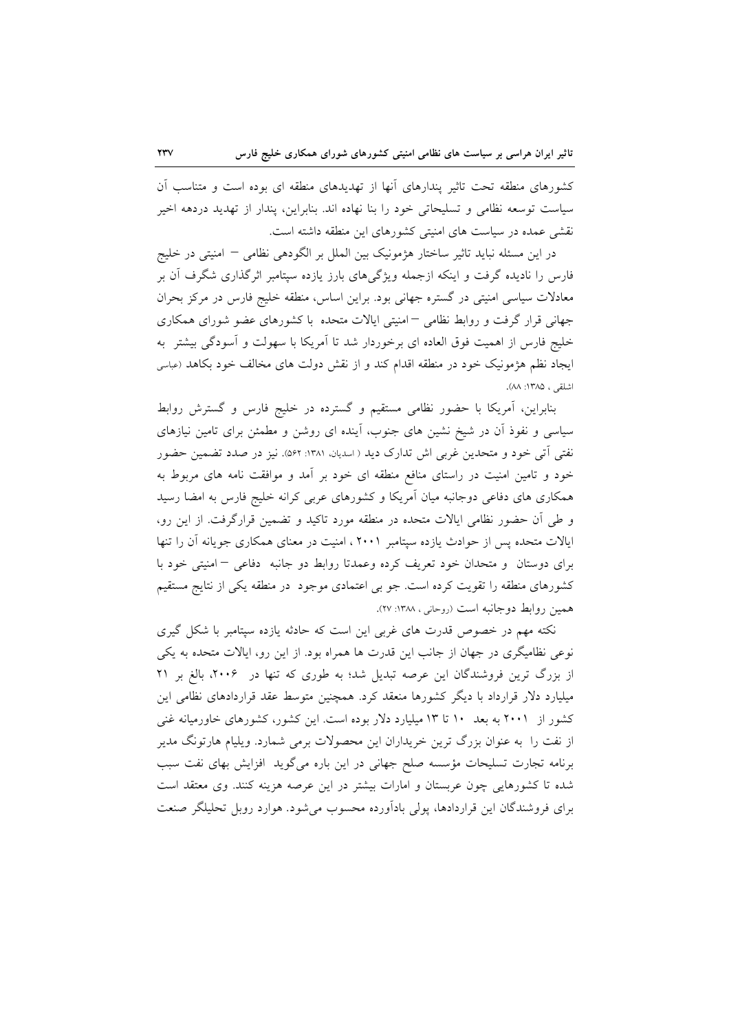کشورهای منطقه تحت تاثیر پندارهای آنها از تهدیدهای منطقه ای بوده است و متناسب آن سیاست توسعه نظامی و تسلیحاتی خود را بنا نهاده اند. بنابراین، پندار از تهدید دردهه اخیر نقشی عمده در سیاست های امنیتی کشورهای این منطقه داشته است.

در این مسئله نباید تاثیر ساختار هژمونیک بین الملل بر الگودهی نظامی – امنیتی در خلیج فارس را نادیده گرفت و اینکه ازجمله ویژگی‌های بارز یازده سپتامبر اثرگذاری شگرف آن بر معادلات سیاسی امنیتی در گستره جهانی بود. براین اساس، منطقه خلیج فارس در مرکز بحران جهانی قرار گرفت و روابط نظامی – امنیتی ایالات متحده با کشورهای عضو شورای همکاری خلیج فارس از اهمیت فوق العاده ای برخوردار شد تا آمریکا با سهولت و آسودگی بیشتر به ایجاد نظم هژمونیک خود در منطقه اقدام کند و از نقش دولت های مخالف خود بکاهد (عباسی اشلقی ، ۱۳۸۵: ۸۸).

بنابراین، آمریکا با حضور نظامی مستقیم و گسترده در خلیج فارس و گسترش روابط سیاسی و نفوذ آن در شیخ نشین های جنوب، آینده ای روشن و مطمئن برای تامین نیازهای نفتی آتی خود و متحدین غربی اش تدارک دید ( اسدیان، ۱۳۸۱: ۵۶۲). نیز در صدد تضمین حضور خود و تامین امنیت در راستای منافع منطقه ای خود بر آمد و موافقت نامه های مربوط به همکاری های دفاعی دوجانبه میان آمریکا و کشورهای عربی کرانه خلیج فارس به امضا رسید و طی آن حضور نظامی ایالات متحده در منطقه مورد تاکید و تضمین قرارگرفت. از این رو، ایالات متحده پس از حوادث یازده سپتامبر ۲۰۰۱ ، امنیت در معنای همکاری جویانه آن را تنها برای دوستان و متحدان خود تعریف کرده وعمدتا روابط دو جانبه دفاعی – امنیتی خود با کشورهای منطقه را تقویت کرده است. جو بی اعتمادی موجود در منطقه یکی از نتایج مستقیم همین روابط دوجانبه است (روحانی ، ۱۳۸۸: ۲۷).

نکته مهم در خصوص قدرت های غربی این است که حادثه یازده سپتامبر با شکل گیری نوعی نظامیگری در جهان از جانب این قدرت ها همراه بود. از این رو، ایالات متحده به یکی از بزرگ ترین فروشندگان این عرصه تبدیل شد؛ به طوری که تنها در ۲۰۰۶، بالغ بر ۲۱ میلیارد دلار قرارداد با دیگر کشورها منعقد کرد. همچنین متوسط عقد قراردادهای نظامی این کشور از ۲۰۰۱ به بعد ۱۰ تا ۱۳ میلیارد دلار بوده است. این کشور، کشورهای خاورمیانه غنی از نفت را به عنوان بزرگ ترین خریداران این محصولات برمی شمارد. ویلیام هارتونگ مدیر برنامه تجارت تسلیحات مؤسسه صلح جهانی در این باره می‌گوید افزایش بهای نفت سبب شده تا کشورهایی چون عربستان و امارات بیشتر در این عرصه هزینه کنند. وی معتقد است برای فروشندگان این قراردادها، پولی بادآورده محسوب می‌شود. هوارد روبل تحلیلگر صنعت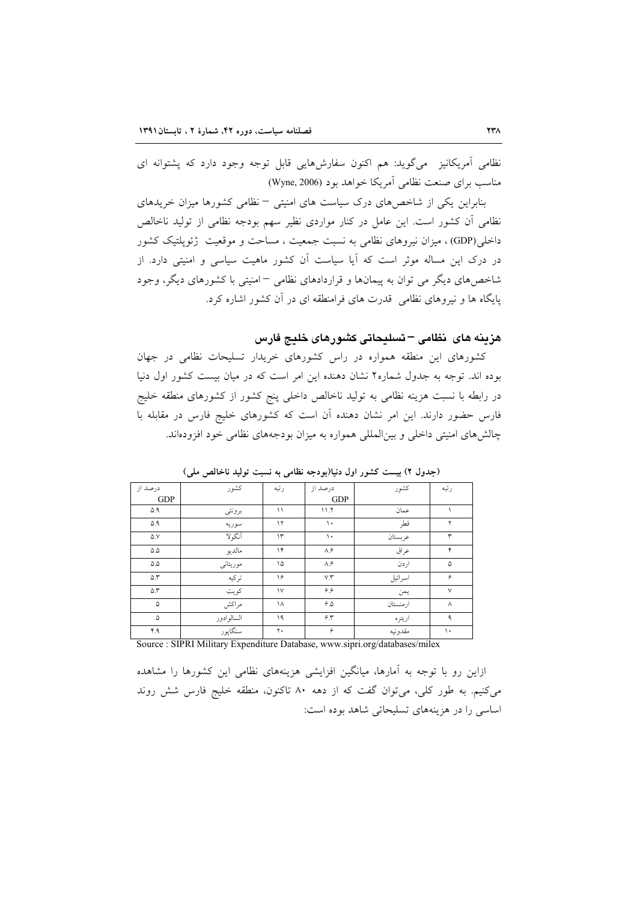نظامی آمریکانیز می‌گوید: هم اکنون سفارش‌هایی قابل توجه وجود دارد که پشتوانه ای مناسب برای صنعت نظامی آمریکا خواهد بود (Wyne, 2006)

بنابراین یکی از شاخص‌های درک سیاست های امنیتی – نظامی کشورها میزان خریدهای نظامی آن کشور است. این عامل در کنار مواردی نظیر سهم بودجه نظامی از تولید ناخالص داخلی(GDP) ، میزان نیروهای نظامی به نسبت جمعیت ، مساحت و موقعیت ژئوپلتیک کشور در درک این مساله موثر است که آیا سیاست آن کشور ماهیت سیاسی و امنیتی دارد. از شاخص‌های دیگر می توان به پیمان‌ها و قراردادهای نظامی – امنیتی با کشورهای دیگر، وجود پایگاه ها و نیروهای نظامی قدرت های فرامنطقه ای در آن کشور اشاره کرد.

## هزینه های نظامی – تسلیحاتی کشورهای خلیج فارس

کشورهای این منطقه همواره در راس کشورهای خریدار تسلیحات نظامی در جهان بوده اند. توجه به جدول شماره۲ نشان دهنده این امر است که در میان بیست کشور اول دنیا در رابطه با نسبت هزینه نظامی به تولید ناخالص داخلی پنج کشور از کشورهای منطقه خلیج فارس حضور دارند. این امر نشان دهنده آن است که کشورهای خلیج فارس در مقابله با چالش‌های امنیتی داخلی و بین‌المللی همواره به میزان بودجه‌های نظامی خود افزوده‌اند.

**(جدول ۲) بیست کشور اول دنیا(بودجه نظامی به نسبت تولید ناخالص ملی)**

| رتبه | کشور | درصد از GDP | رتبه | کشور | درصد از GDP |
|---|---|---|---|---|---|
| ۱ | عمان | ۱۱.۲ | ۱۱ | برونئی | ۵.۹ |
| ۲ | قطر | ۱۰ | ۱۲ | سوریه | ۵.۹ |
| ۳ | عربستان | ۱۰ | ۱۳ | آنگولا | ۵.۷ |
| ۴ | عراق | ۸.۶ | ۱۴ | مالدیو | ۵.۵ |
| ۵ | اردن | ۸.۶ | ۱۵ | موریتانی | ۵.۵ |
| ۶ | اسرائیل | ۷.۳ | ۱۶ | ترکیه | ۵.۳ |
| ۷ | یمن | ۶.۶ | ۱۷ | کویت | ۵.۳ |
| ۸ | ارمنستان | ۶.۵ | ۱۸ | مراکش | ۵ |
| ۹ | اریتره | ۶.۳ | ۱۹ | السالوادور | ۵ |
| ۱۰ | مقدونیه | ۶ | ۲۰ | سنگاپور | ۴.۹ |

Source : SIPRI Military Expenditure Database, www.sipri.org/databases/milex

ازاین رو با توجه به آمارها، میانگین افزایشی هزینه‌های نظامی این کشورها را مشاهده می‌کنیم. به طور کلی، می‌توان گفت که از دهه ۸۰ تاکنون، منطقه خلیج فارس شش روند اساسی را در هزینه‌های تسلیحاتی شاهد بوده است: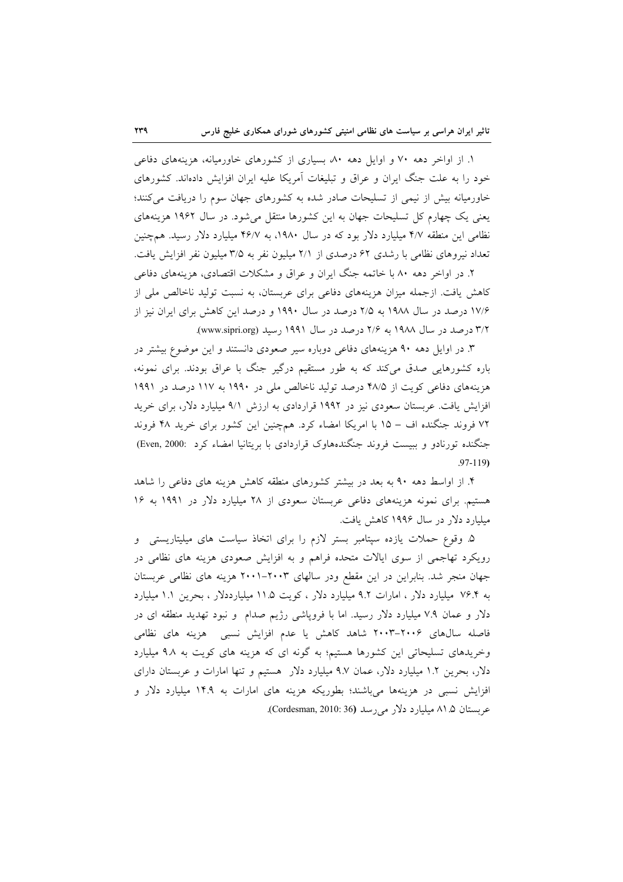۱. از اواخر دهه ۷۰ و اوایل دهه ۸۰، بسیاری از کشورهای خاورمیانه، هزینه‌های دفاعی خود را به علت جنگ ایران و عراق و تبلیغات آمریکا علیه ایران افزایش داده‌اند. کشورهای خاورمیانه بیش از نیمی از تسلیحات صادر شده به کشورهای جهان سوم را دریافت می‌کنند؛ یعنی یک چهارم کل تسلیحات جهان به این کشورها منتقل می‌شود. در سال ۱۹۶۲ هزینه‌های نظامی این منطقه ۴/۷ میلیارد دلار بود که در سال ۱۹۸۰، به ۴۶/۷ میلیارد دلار رسید. همچنین تعداد نیروهای نظامی با رشدی ۶۲ درصدی از ۲/۱ میلیون نفر به ۳/۵ میلیون نفر افزایش یافت.

۲. در اواخر دهه ۸۰ با خاتمه جنگ ایران و عراق و مشکلات اقتصادی، هزینه‌های دفاعی کاهش یافت. ازجمله میزان هزینه‌های دفاعی برای عربستان، به نسبت تولید ناخالص ملی از ۱۷/۶ درصد در سال ۱۹۸۸ به ۲/۵ درصد در سال ۱۹۹۰ و درصد این کاهش برای ایران نیز از ۳/۲ درصد در سال ۱۹۸۸ به ۲/۶ درصد در سال ۱۹۹۱ رسید (www.sipri.org).

۳. در اوایل دهه ۹۰ هزینه‌های دفاعی دوباره سیر صعودی دانستند و این موضوع بیشتر در باره کشورهایی صدق می‌کند که به طور مستقیم درگیر جنگ با عراق بودند. برای نمونه، هزینه‌های دفاعی کویت از ۴۸/۵ درصد تولید ناخالص ملی در ۱۹۹۰ به ۱۱۷ درصد در ۱۹۹۱ افزایش یافت. عربستان سعودی نیز در ۱۹۹۲ قراردادی به ارزش ۹/۱ میلیارد دلار، برای خرید ۷۲ فروند جنگنده اف – ۱۵ با امریکا امضاء کرد. همچنین این کشور برای خرید ۴۸ فروند جنگنده تورنادو و بیست فروند جنگنده‌هاوک قراردادی با بریتانیا امضاء کرد (Even, 2000: 97-119).

۴. از اواسط دهه ۹۰ به بعد در بیشتر کشورهای منطقه کاهش هزینه های دفاعی را شاهد هستیم. برای نمونه هزینه‌های دفاعی عربستان سعودی از ۲۸ میلیارد دلار در ۱۹۹۱ به ۱۶ میلیارد دلار در سال ۱۹۹۶ کاهش یافت.

۵. وقوع حملات یازده سپتامبر بستر لازم را برای اتخاذ سیاست های میلیتاریستی و رویکرد تهاجمی از سوی ایالات متحده فراهم و به افزایش صعودی هزینه های نظامی در جهان منجر شد. بنابراین در این مقطع ودر سالهای ۲۰۰۳–۲۰۰۱ هزینه های نظامی عربستان به ۷۶.۴ میلیارد دلار ، امارات ۹.۲ میلیارد دلار ، کویت ۱۱.۵ میلیارددلار ، بحرین ۱.۱ میلیارد دلار و عمان ۷.۹ میلیارد دلار رسید. اما با فروپاشی رژیم صدام و نبود تهدید منطقه ای در فاصله سال‌های ۲۰۰۶–۲۰۰۳ شاهد کاهش یا عدم افزایش نسبی هزینه های نظامی وخریدهای تسلیحاتی این کشورها هستیم؛ به گونه ای که هزینه های کویت به ۹.۸ میلیارد دلار، بحرین ۱.۲ میلیارد دلار، عمان ۹.۷ میلیارد دلار هستیم و تنها امارات و عربستان دارای افزایش نسبی در هزینه‌ها می‌باشند؛ بطوریکه هزینه های امارات به ۱۴.۹ میلیارد دلار و عربستان ۸۱.۵ میلیارد دلار می‌رسد (Cordesman, 2010: 36).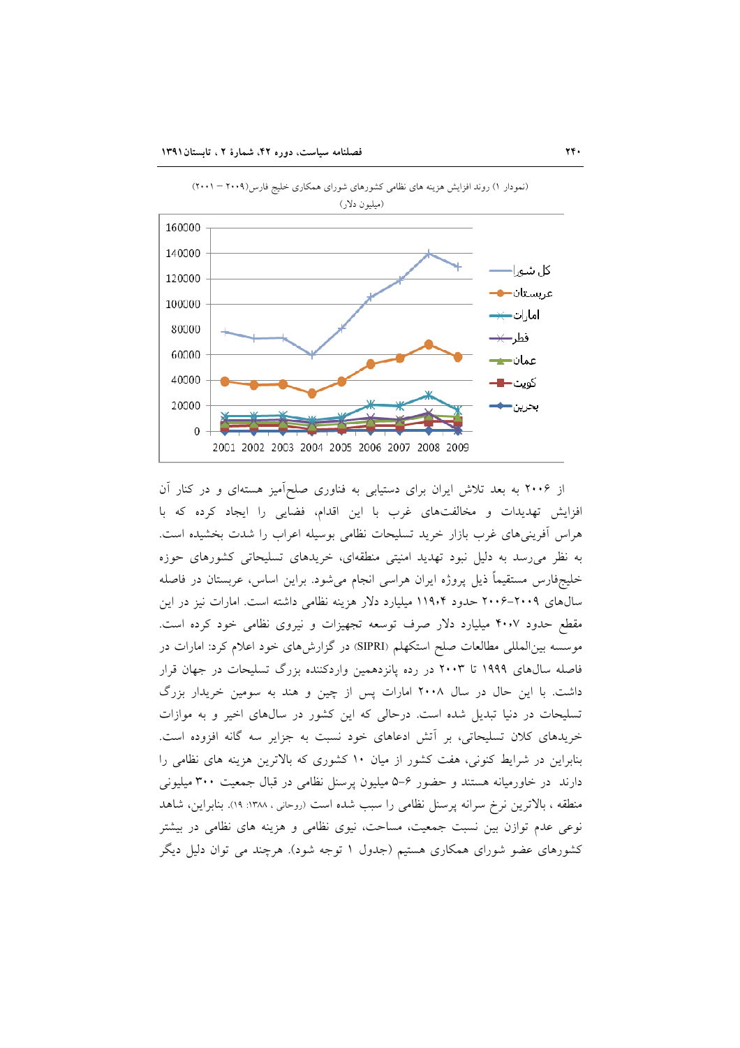(نمودار ۱) روند افزایش هزینه های نظامی کشورهای شورای همکاری خلیج فارس(۲۰۰۹ – ۲۰۰۱)
(میلیون دلار)

از ۲۰۰۶ به بعد تلاش ایران برای دستیابی به فناوری صلح‌آمیز هسته‌ای و در کنار آن افزایش تهدیدات و مخالفت‌های غرب با این اقدام، فضایی را ایجاد کرده که با هراس آفرینی‌های غرب بازار خرید تسلیحات نظامی بوسیله اعراب را شدت بخشیده است. به نظر می‌رسد به دلیل نبود تهدید امنیتی منطقه‌ای، خریدهای تسلیحاتی کشورهای حوزه خلیج‌فارس مستقیماً ذیل پروژه ایران هراسی انجام می‌شود. براین اساس، عربستان در فاصله سال‌های ۲۰۰۹-۲۰۰۶ حدود ۱۱۹،۴ میلیارد دلار هزینه نظامی داشته است. امارات نیز در این مقطع حدود ۴۰،۷ میلیارد دلار صرف توسعه تجهیزات و نیروی نظامی خود کرده است. موسسه بین‌المللی مطالعات صلح استکهلم (SIPRI) در گزارش‌های خود اعلام کرد: امارات در فاصله سال‌های ۱۹۹۹ تا ۲۰۰۳ در رده پانزدهمین واردکننده بزرگ تسلیحات در جهان قرار داشت. با این حال در سال ۲۰۰۸ امارات پس از چین و هند به سومین خریدار بزرگ تسلیحات در دنیا تبدیل شده است. درحالی که این کشور در سال‌های اخیر و به موازات خریدهای کلان تسلیحاتی، بر آتش ادعاهای خود نسبت به جزایر سه گانه افزوده است. بنابراین در شرایط کنونی، هفت کشور از میان ۱۰ کشوری که بالاترین هزینه های نظامی را دارند در خاورمیانه هستند و حضور ۶-۵ میلیون پرسنل نظامی در قبال جمعیت ۳۰۰ میلیونی منطقه ، بالاترین نرخ سرانه پرسنل نظامی را سبب شده است (روحانی ، ۱۳۸۸: ۱۹). بنابراین، شاهد نوعی عدم توازن بین نسبت جمعیت، مساحت، نیوی نظامی و هزینه های نظامی در بیشتر کشورهای عضو شورای همکاری هستیم (جدول ۱ توجه شود). هرچند می توان دلیل دیگر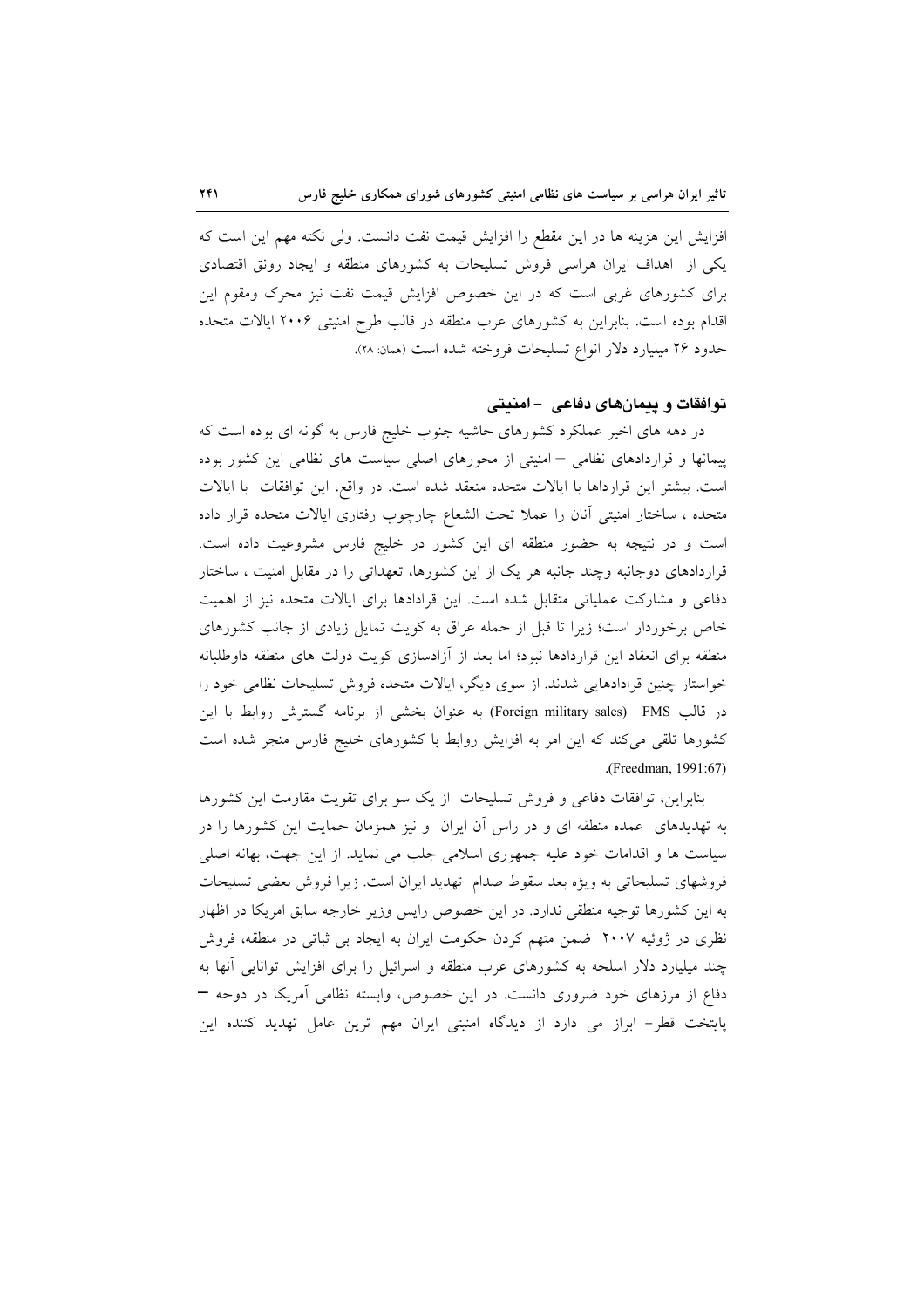افزایش این هزینه ها در این مقطع را افزایش قیمت نفت دانست. ولی نکته مهم این است که یکی از اهداف ایران هراسی فروش تسلیحات به کشورهای منطقه و ایجاد رونق اقتصادی برای کشورهای غربی است که در این خصوص افزایش قیمت نفت نیز محرک ومقوم این اقدام بوده است. بنابراین به کشورهای عرب منطقه در قالب طرح امنیتی ۲۰۰۶ ایالات متحده حدود ۲۶ میلیارد دلار انواع تسلیحات فروخته شده است (همان: ۲۸).

### توافقات و پیمان‌های دفاعی - امنیتی

در دهه های اخیر عملکرد کشورهای حاشیه جنوب خلیج فارس به گونه ای بوده است که پیمانها و قراردادهای نظامی – امنیتی از محورهای اصلی سیاست های نظامی این کشور بوده است. بیشتر این قرارداها با ایالات متحده منعقد شده است. در واقع، این توافقات با ایالات متحده ، ساختار امنیتی آنان را عملا تحت الشعاع چارچوب رفتاری ایالات متحده قرار داده است و در نتیجه به حضور منطقه ای این کشور در خلیج فارس مشروعیت داده است. قراردادهای دوجانبه وچند جانبه هر یک از این کشورها، تعهداتی را در مقابل امنیت ، ساختار دفاعی و مشارکت عملیاتی متقابل شده است. این قرادادها برای ایالات متحده نیز از اهمیت خاص برخوردار است؛ زیرا تا قبل از حمله عراق به کویت تمایل زیادی از جانب کشورهای منطقه برای انعقاد این قراردادها نبود؛ اما بعد از آزادسازی کویت دولت های منطقه داوطلبانه خواستار چنین قرادادهایی شدند. از سوی دیگر، ایالات متحده فروش تسلیحات نظامی خود را در قالب FMS (Foreign military sales) به عنوان بخشی از برنامه گسترش روابط با این کشورها تلقی می‌کند که این امر به افزایش روابط با کشورهای خلیج فارس منجر شده است (Freedman, 1991:67).

بنابراین، توافقات دفاعی و فروش تسلیحات از یک سو برای تقویت مقاومت این کشورها به تهدیدهای عمده منطقه ای و در راس آن ایران و نیز همزمان حمایت این کشورها را در سیاست ها و اقدامات خود علیه جمهوری اسلامی جلب می نماید. از این جهت، بهانه اصلی فروشهای تسلیحاتی به ویژه بعد سقوط صدام تهدید ایران است. زیرا فروش بعضی تسلیحات به این کشورها توجیه منطقی ندارد. در این خصوص رایس وزیر خارجه سابق امریکا در اظهار نظری در ژوئیه ۲۰۰۷ ضمن متهم کردن حکومت ایران به ایجاد بی ثباتی در منطقه، فروش چند میلیارد دلار اسلحه به کشورهای عرب منطقه و اسرائیل را برای افزایش توانایی آنها به دفاع از مرزهای خود ضروری دانست. در این خصوص، وابسته نظامی آمریکا در دوحه – پایتخت قطر- ابراز می دارد از دیدگاه امنیتی ایران مهم ترین عامل تهدید کننده این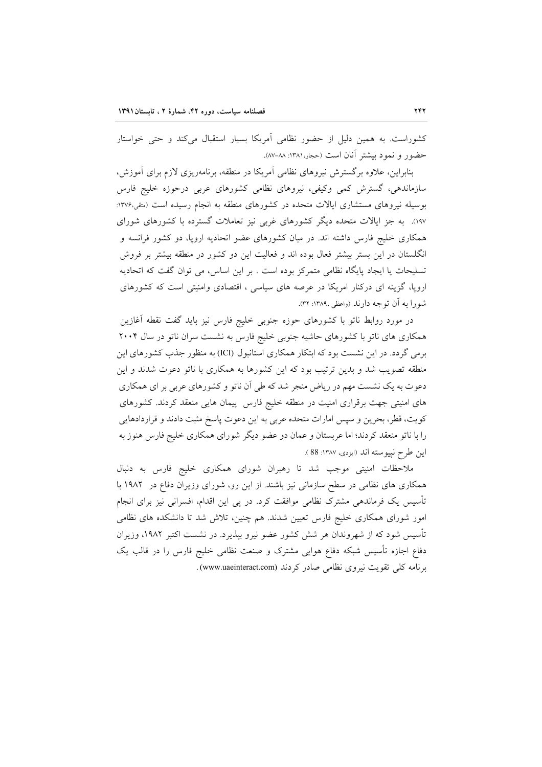کشوراست. به همین دلیل از حضور نظامی آمریکا بسیار استقبال می‌کند و حتی خواستار حضور و نمود بیشتر آنان است (حجار،۱۳۸۱: ۸۸-۸۷).

بنابراین، علاوه برگسترش نیروهای نظامی آمریکا در منطقه، برنامه‌ریزی لازم برای آموزش، سازماندهی، گسترش کمی وکیفی، نیروهای نظامی کشورهای عربی درحوزه خلیج فارس بوسیله نیروهای مستشاری ایالات متحده در کشورهای منطقه به انجام رسیده است (متقی،۱۳۷۶: ۱۹۷). به جز ایالات متحده دیگر کشورهای غربی نیز تعاملات گسترده با کشورهای شورای همکاری خلیج فارس داشته اند. در میان کشورهای عضو اتحادیه اروپا، دو کشور فرانسه و انگلستان در این بستر بیشتر فعال بوده اند و فعالیت این دو کشور در منطقه بیشتر بر فروش تسلیحات یا ایجاد پایگاه نظامی متمرکز بوده است . بر این اساس، می توان گفت که اتحادیه اروپا، گزینه ای درکنار امریکا در عرصه های سیاسی ، اقتصادی وامنیتی است که کشورهای شورا به آن توجه دارند (واعظی ،۱۳۸۹: ۳۲).

در مورد روابط ناتو با کشورهای حوزه جنوبی خلیج فارس نیز باید گفت نقطه آغازین همکاری های ناتو با کشورهای حاشیه جنوبی خلیج فارس به نشست سران ناتو در سال ۲۰۰۴ برمی گردد. در این نشست بود که ابتکار همکاری استانبول (ICI) به منظور جذب کشورهای این منطقه تصویب شد و بدین ترتیب بود که این کشورها به همکاری با ناتو دعوت شدند و این دعوت به یک نشست مهم در ریاض منجر شد که طی آن ناتو و کشورهای عربی بر ای همکاری های امنیتی جهت برقراری امنیت در منطقه خلیج فارس پیمان هایی منعقد کردند. کشورهای کویت، قطر، بحرین و سپس امارات متحده عربی به این دعوت پاسخ مثبت دادند و قراردادهایی را با ناتو منعقد کردند؛ اما عربستان و عمان دو عضو دیگر شورای همکاری خلیج فارس هنوز به این طرح نپیوسته اند (ایزدی، ۱۳۸۷: 88 ).

ملاحظات امنیتی موجب شد تا رهبران شورای همکاری خلیج فارس به دنبال همکاری های نظامی در سطح سازمانی نیز باشند. از این رو، شورای وزیران دفاع در ۱۹۸۲ با تأسیس یک فرماندهی مشترک نظامی موافقت کرد. در پی این اقدام، افسرانی نیز برای انجام امور شورای همکاری خلیج فارس تعیین شدند. هم چنین، تلاش شد تا دانشکده های نظامی تأسیس شود که از شهروندان هر شش کشور عضو نیرو بپذیرد. در نشست اکتبر ۱۹۸۲، وزیران دفاع اجازه تأسیس شبکه دفاع هوایی مشترک و صنعت نظامی خلیج فارس را در قالب یک برنامه کلی تقویت نیروی نظامی صادر کردند (www.uaeinteract.com) .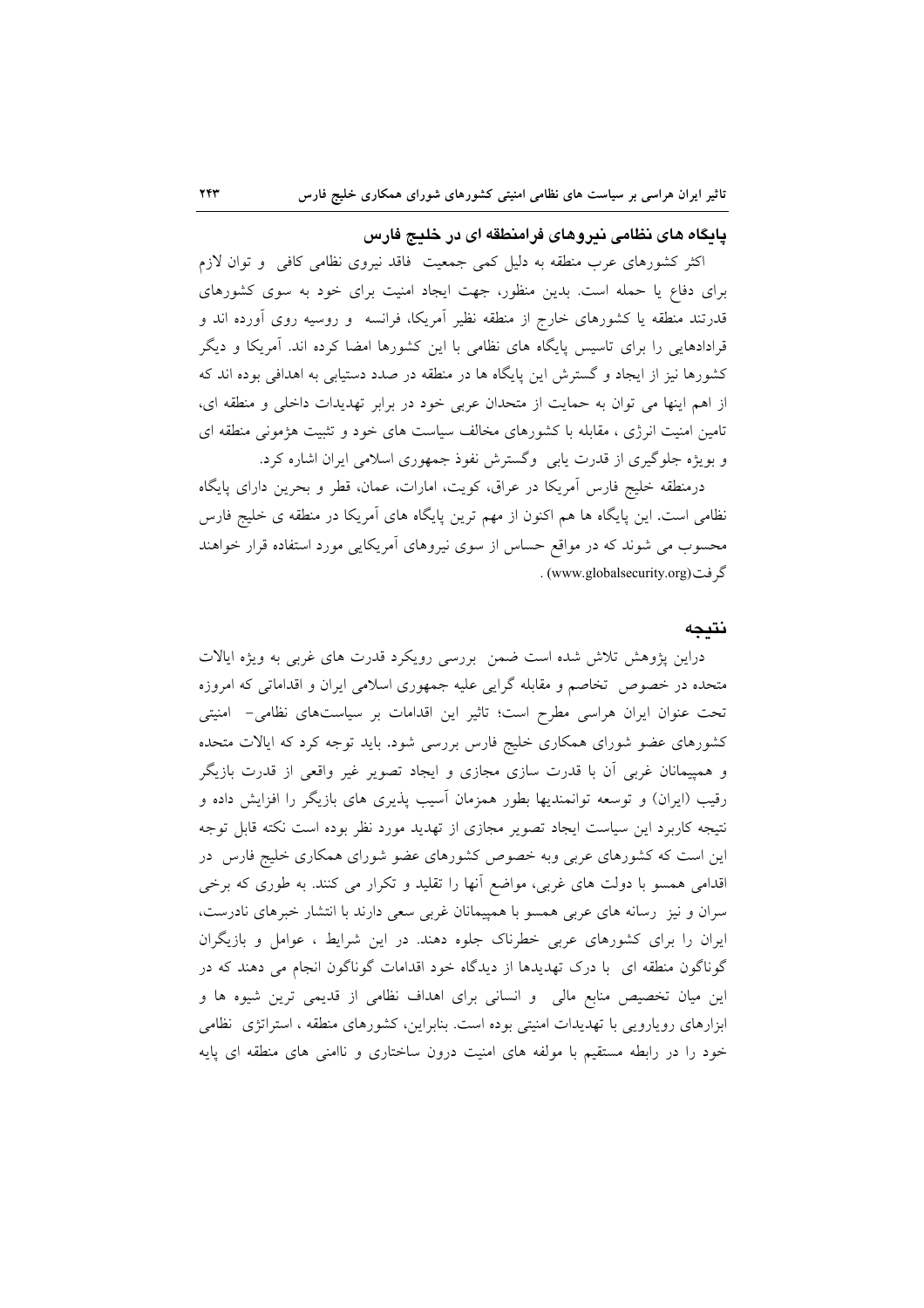### پایگاه های نظامی نیروهای فرامنطقه ای در خلیج فارس

اکثر کشورهای عرب منطقه به دلیل کمی جمعیت فاقد نیروی نظامی کافی و توان لازم برای دفاع یا حمله است. بدین منظور، جهت ایجاد امنیت برای خود به سوی کشورهای قدرتند منطقه یا کشورهای خارج از منطقه نظیر آمریکا، فرانسه و روسیه روی آورده اند و قرادادهایی را برای تاسیس پایگاه های نظامی با این کشورها امضا کرده اند. آمریکا و دیگر کشورها نیز از ایجاد و گسترش این پایگاه ها در منطقه در صدد دستیابی به اهدافی بوده اند که از اهم اینها می توان به حمایت از متحدان عربی خود در برابر تهدیدات داخلی و منطقه ای، تامین امنیت انرژی ، مقابله با کشورهای مخالف سیاست های خود و تثبیت هژمونی منطقه ای و بویژه جلوگیری از قدرت یابی وگسترش نفوذ جمهوری اسلامی ایران اشاره کرد.

درمنطقه خلیج فارس آمریکا در عراق، کویت، امارات، عمان، قطر و بحرین دارای پایگاه نظامی است. این پایگاه ها هم اکنون از مهم ترین پایگاه های آمریکا در منطقه ی خلیج فارس محسوب می شوند که در مواقع حساس از سوی نیروهای آمریکایی مورد استفاده قرار خواهند گرفت(www.globalsecurity.org) .

## نتیجه

دراین پژوهش تلاش شده است ضمن بررسی رویکرد قدرت های غربی به ویژه ایالات متحده در خصوص تخاصم و مقابله گرایی علیه جمهوری اسلامی ایران و اقداماتی که امروزه تحت عنوان ایران هراسی مطرح است؛ تاثیر این اقدامات بر سیاست‌های نظامی- امنیتی کشورهای عضو شورای همکاری خلیج فارس بررسی شود. باید توجه کرد که ایالات متحده و همپیمانان غربی آن با قدرت سازی مجازی و ایجاد تصویر غیر واقعی از قدرت بازیگر رقیب (ایران) و توسعه توانمندیها بطور همزمان آسیب پذیری های بازیگر را افزایش داده و نتیجه کاربرد این سیاست ایجاد تصویر مجازی از تهدید مورد نظر بوده است نکته قابل توجه این است که کشورهای عربی وبه خصوص کشورهای عضو شورای همکاری خلیج فارس در اقدامی همسو با دولت های غربی، مواضع آنها را تقلید و تکرار می کنند. به طوری که برخی سران و نیز رسانه های عربی همسو با همپیمانان غربی سعی دارند با انتشار خبرهای نادرست، ایران را برای کشورهای عربی خطرناک جلوه دهند. در این شرایط ، عوامل و بازیگران گوناگون منطقه ای با درک تهدیدها از دیدگاه خود اقدامات گوناگون انجام می دهند که در این میان تخصیص منابع مالی و انسانی برای اهداف نظامی از قدیمی ترین شیوه ها و ابزارهای رویارویی با تهدیدات امنیتی بوده است. بنابراین، کشورهای منطقه ، استراتژی نظامی خود را در رابطه مستقیم با مولفه های امنیت درون ساختاری و ناامنی های منطقه ای پایه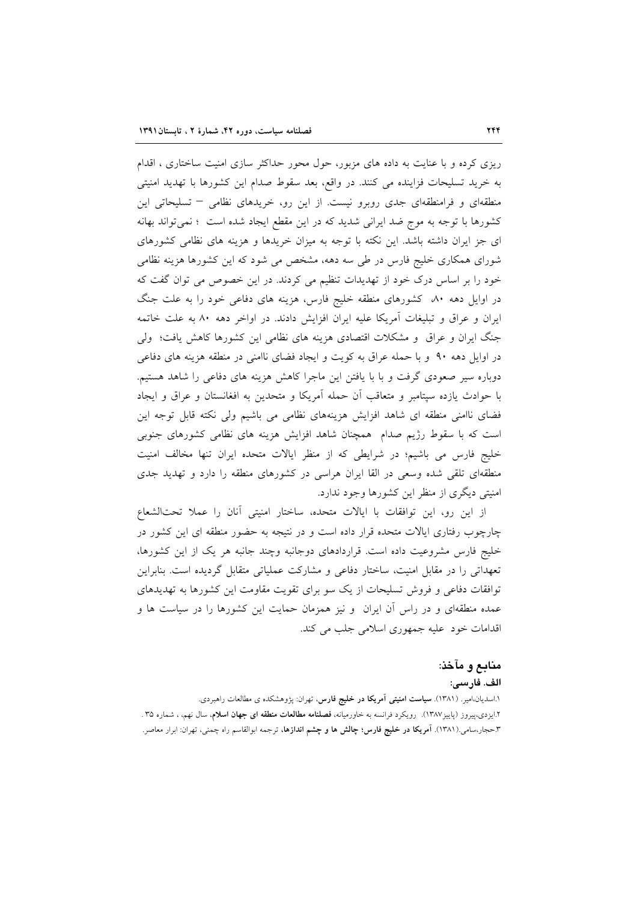ریزی کرده و با عنایت به داده های مزبور، حول محور حداکثر سازی امنیت ساختاری ، اقدام به خرید تسلیحات فزاینده می کنند. در واقع، بعد سقوط صدام این کشورها با تهدید امنیتی منطقه‌ای و فرامنطقه‌ای جدی روبرو نیست. از این رو، خریدهای نظامی – تسلیحاتی این کشورها با توجه به موج ضد ایرانی شدید که در این مقطع ایجاد شده است ؛ نمی‌تواند بهانه ای جز ایران داشته باشد. این نکته با توجه به میزان خریدها و هزینه های نظامی کشورهای شورای همکاری خلیج فارس در طی سه دهه، مشخص می شود که این کشورها هزینه نظامی خود را بر اساس درک خود از تهدیدات تنظیم می کردند. در این خصوص می توان گفت که در اوایل دهه ۸۰ کشورهای منطقه خلیج فارس، هزینه های دفاعی خود را به علت جنگ ایران و عراق و تبلیغات آمریکا علیه ایران افزایش دادند. در اواخر دهه ۸۰ به علت خاتمه جنگ ایران و عراق و مشکلات اقتصادی هزینه های نظامی این کشورها کاهش یافت؛ ولی در اوایل دهه ۹۰ و با حمله عراق به کویت و ایجاد فضای ناامنی در منطقه هزینه های دفاعی دوباره سیر صعودی گرفت و با یافتن این ماجرا کاهش هزینه های دفاعی را شاهد هستیم. با حوادث یازده سپتامبر و متعاقب آن حمله آمریکا و متحدین به افغانستان و عراق و ایجاد فضای ناامنی منطقه ای شاهد افزایش هزینه‌های نظامی می باشیم ولی نکته قابل توجه این است که با سقوط رژیم صدام همچنان شاهد افزایش هزینه های نظامی کشورهای جنوبی خلیج فارس می باشیم؛ در شرایطی که از منظر ایالات متحده ایران تنها مخالف امنیت منطقه‌ای تلقی شده وسعی در القا ایران هراسی در کشورهای منطقه را دارد و تهدید جدی امنیتی دیگری از منظر این کشورها وجود ندارد.

از این رو، این توافقات با ایالات متحده، ساختار امنیتی آنان را عملا تحت‌الشعاع چارچوب رفتاری ایالات متحده قرار داده است و در نتیجه به حضور منطقه ای این کشور در خلیج فارس مشروعیت داده است. قراردادهای دوجانبه وچند جانبه هر یک از این کشورها، تعهداتی را در مقابل امنیت، ساختار دفاعی و مشارکت عملیاتی متقابل گردیده است. بنابراین توافقات دفاعی و فروش تسلیحات از یک سو برای تقویت مقاومت این کشورها به تهدیدهای عمده منطقه‌ای و در راس آن ایران و نیز همزمان حمایت این کشورها را در سیاست ها و اقدامات خود علیه جمهوری اسلامی جلب می کند.

## منابع و مآخذ:

### الف. فارسی:

۱.اسدیان،امیر. (۱۳۸۱). **سیاست امنیتی آمریکا در خلیج فارس**، تهران: پژوهشکده ی مطالعات راهبردی.

۲.ایزدی،پیروز (پاییز۱۳۸۷). رویکرد فرانسه به خاورمیانه، **فصلنامه مطالعات منطقه ای جهان اسلام**، سال نهم، ، شماره ۳۵ .

۳.حجار،سامی.(۱۳۸۱). **آمریکا در خلیج فارس؛ چالش ها و چشم اندازها**، ترجمه ابوالقاسم راه چمنی، تهران: ابرار معاصر.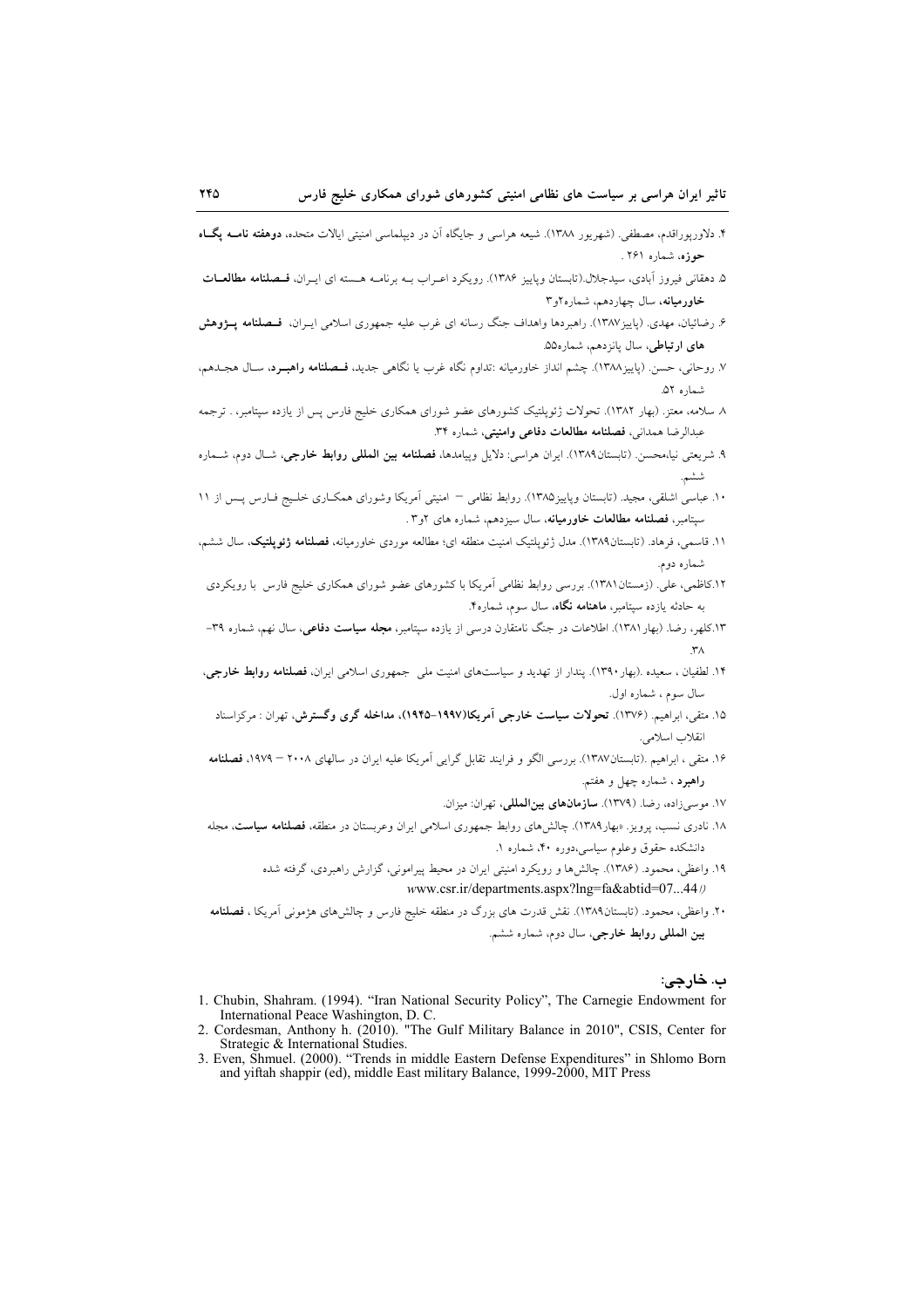۴. دلاورپوراقدم، مصطفی. (شهریور ۱۳۸۸). شیعه هراسی و جایگاه آن در دیپلماسی امنیتی ایالات متحده، **دوهفته نامــه پگــاه حوزه**، شماره ۲۶۱ .

۵. دهقانی فیروز آبادی، سیدجلال.(تابستان وپاییز ۱۳۸۶). رویکرد اعـراب بـه برنامـه هـسته ای ایـران، **فـصلنامه مطالعــات خاورمیانه**، سال چهاردهم، شماره۲و۳

۶. رضائیان، مهدی. (پاییز۱۳۸۷). راهبردها واهداف جنگ رسانه ای غرب علیه جمهوری اسلامی ایـران، **فـصلنامه پــژوهش های ارتباطی**، سال پانزدهم، شماره۵۵.

۷. روحانی، حسن. (پاییز۱۳۸۸). چشم انداز خاورمیانه :تداوم نگاه غرب یا نگاهی جدید، **فـصلنامه راهبــرد**، سـال هجـدهم، شماره ۵۲.

۸. سلامه، معتز. (بهار ۱۳۸۲). تحولات ژئوپلتیک کشورهای عضو شورای همکاری خلیج فارس پس از یازده سپتامبر، . ترجمه عبدالرضا همدانی، **فصلنامه مطالعات دفاعی وامنیتی**، شماره ۳۴.

۹. شریعتی نیا،محسن. (تابستان۱۳۸۹). ایران هراسی: دلایل وپیامدها، **فصلنامه بین المللی روابط خارجی**، شـال دوم، شـماره ششم.

۱۰. عباسی اشلقی، مجید. (تابستان وپاییز۱۳۸۵). روابط نظامی – امنیتی آمریکا وشورای همکـاری خلـیج فـارس پـس از ۱۱ سپتامبر، **فصلنامه مطالعات خاورمیانه**، سال سیزدهم، شماره های ۲و۳ .

۱۱. قاسمی، فرهاد. (تابستان۱۳۸۹). مدل ژئوپلتیک امنیت منطقه ای؛ مطالعه موردی خاورمیانه، **فصلنامه ژئوپلتیک**، سال ششم، شماره دوم.

۱۲.کاظمی، علی. (زمستان ۱۳۸۱). بررسی روابط نظامی آمریکا با کشورهای عضو شورای همکاری خلیج فارس با رویکردی به حادثه یازده سپتامبر، **ماهنامه نگاه**، سال سوم، شماره۴.

۱۳.کلهر، رضا. (بهار ۱۳۸۱). اطلاعات در جنگ نامتقارن درسی از یازده سپتامبر، **مجله سیاست دفاعی**، سال نهم، شماره ۳۹– ۳۸.

۱۴. لطفیان ، سعیده .(بهار ۱۳۹۰). پندار از تهدید و سیاست‌های امنیت ملی جمهوری اسلامی ایران، **فصلنامه روابط خارجی**، سال سوم ، شماره اول.

۱۵. متقی، ابراهیم. (۱۳۷۶). **تحولات سیاست خارجی آمریکا(۱۹۹۷–۱۹۴۵)، مداخله گری وگسترش**، تهران : مرکزاسناد انقلاب اسلامی.

۱۶. متقی ، ابراهیم .(تابستان۱۳۸۷). بررسی الگو و فرایند تقابل گرایی آمریکا علیه ایران در سالهای ۲۰۰۸ – ۱۹۷۹، **فصلنامه راهبرد** ، شماره چهل و هفتم.

۱۷. موسی‌زاده، رضا. (۱۳۷۹). **سازمان‌های بین‌المللی**، تهران: میزان.

۱۸. نادری نسب، پرویز. «بهار۱۳۸۹). چالش‌های روابط جمهوری اسلامی ایران وعربستان در منطقه، **فصلنامه سیاست**، مجله دانشکده حقوق وعلوم سیاسی،دوره ۴۰، شماره ۱.

۱۹. واعظی، محمود. (۱۳۸۶). چالش‌ها و رویکرد امنیتی ایران در محیط پیرامونی، گزارش راهبردی، گرفته شده www.csr.ir/departments.aspx?lng=fa&abtid=07...44

۲۰. واعظی، محمود. (تابستان۱۳۸۹). نقش قدرت های بزرگ در منطقه خلیج فارس و چالش‌های هژمونی آمریکا ، **فصلنامه بین المللی روابط خارجی**، سال دوم، شماره ششم.

## ب. خارجی:

1. Chubin, Shahram. (1994). "Iran National Security Policy", The Carnegie Endowment for International Peace Washington, D. C.
2. Cordesman, Anthony h. (2010). "The Gulf Military Balance in 2010", CSIS, Center for Strategic & International Studies.
3. Even, Shmuel. (2000). "Trends in middle Eastern Defense Expenditures" in Shlomo Born and yiftah shappir (ed), middle East military Balance, 1999-2000, MIT Press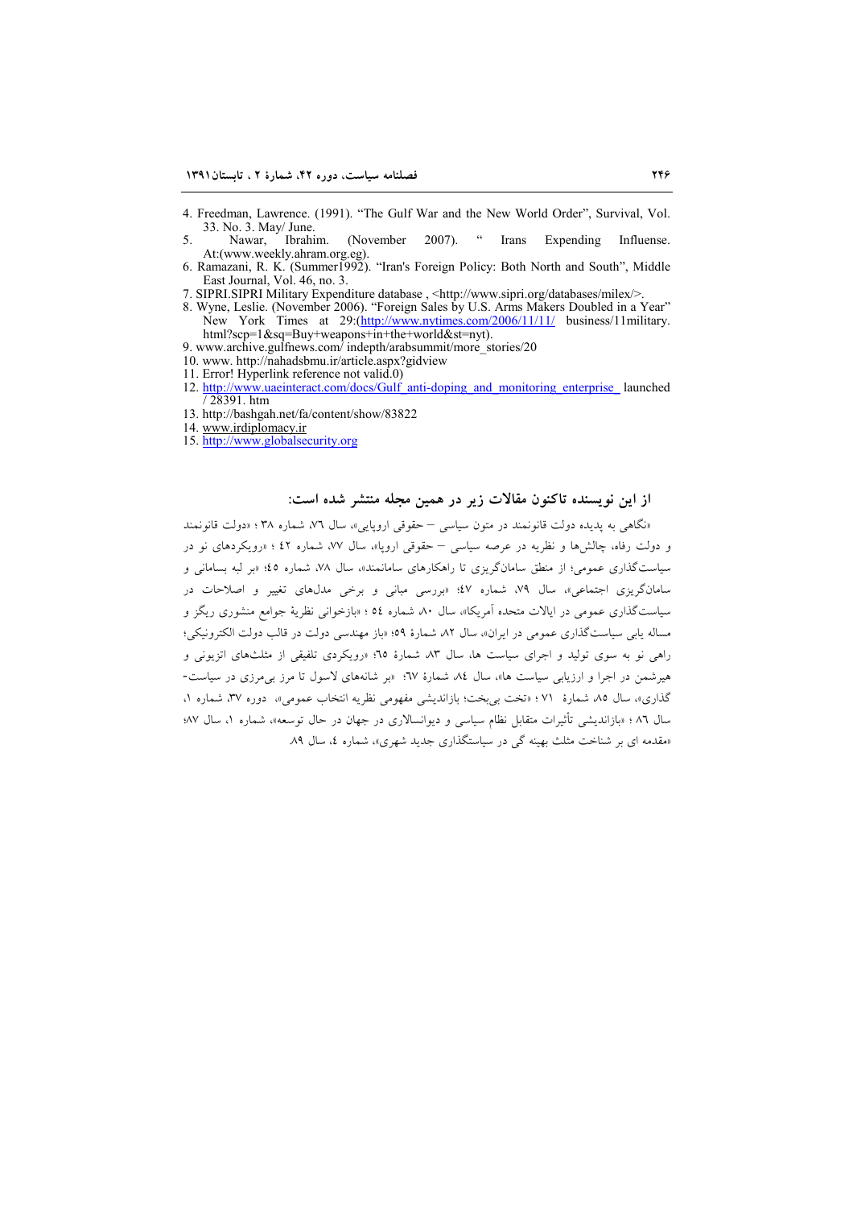4. Freedman, Lawrence. (1991). "The Gulf War and the New World Order", Survival, Vol. 33. No. 3. May/ June.
5. Nawar, Ibrahim. (November 2007). " Irans Expending Influense. At:(www.weekly.ahram.org.eg).
6. Ramazani, R. K. (Summer1992). "Iran's Foreign Policy: Both North and South", Middle East Journal, Vol. 46, no. 3.
7. SIPRI.SIPRI Military Expenditure database , <http://www.sipri.org/databases/milex/>.
8. Wyne, Leslie. (November 2006). "Foreign Sales by U.S. Arms Makers Doubled in a Year" New York Times at 29:(http://www.nytimes.com/2006/11/11/ business/11military. html?scp=1&sq=Buy+weapons+in+the+world&st=nyt).
9. www.archive.gulfnews.com/ indepth/arabsummit/more_stories/20
10. www. http://nahadsbmu.ir/article.aspx?gidview
11. Error! Hyperlink reference not valid.0)
12. http://www.uaeinteract.com/docs/Gulf_anti-doping_and_monitoring_enterprise_ launched / 28391. htm
13. http://bashgah.net/fa/content/show/83822
14. www.irdiplomacy.ir
15. http://www.globalsecurity.org

## از این نویسنده تاکنون مقالات زیر در همین مجله منتشر شده است:

«نگاهی به پدیده دولت قانونمند در متون سیاسی – حقوقی اروپایی»، سال ۷٦، شماره ۳۸ ؛ «دولت قانونمند و دولت رفاه، چالش‌ها و نظریه در عرصه سیاسی – حقوقی اروپا»، سال ۷۷، شماره ٤٢ ؛ «رویکردهای نو در سیاست‌گذاری عمومی؛ از منطق سامان‌گریزی تا راهکارهای سامانمند»، سال ۷۸، شماره ٤٥؛ «بر لبه بسامانی و سامان‌گریزی اجتماعی»، سال ۷۹، شماره ٤٧؛ «بررسی مبانی و برخی مدل‌های تغییر و اصلاحات در سیاست‌گذاری عمومی در ایالات متحده آمریکا»، سال ۸۰ شماره ٥٤ ؛ «بازخوانی نظریهٔ جوامع منشوری ریگز و مساله یابی سیاست‌گذاری عمومی در ایران»، سال ۸۲، شمارهٔ ٥۹؛ «باز مهندسی دولت در قالب دولت الکترونیکی؛ راهی نو به سوی تولید و اجرای سیاست ها، سال ۸۳ شمارهٔ ٦٥؛ «رویکردی تلفیقی از مثلث‌های اتزیونی و هیرشمن در اجرا و ارزیابی سیاست ها»، سال ۸٤ شمارهٔ ٦۷؛ «بر شانه‌های لاسول تا مرز بی‌مرزی در سیاست-گذاری»، سال ۸٥، شمارهٔ ۷۱ ؛ «تخت بی‌بخت؛ بازاندیشی مفهومی نظریه انتخاب عمومی»، دوره ۳۷، شماره ۱، سال ۸٦ ؛ «بازاندیشی تأثیرات متقابل نظام سیاسی و دیوانسالاری در جهان در حال توسعه»، شماره ۱، سال ۸۷؛ «مقدمه ای بر شناخت مثلث بهینه گی در سیاستگذاری جدید شهری»، شماره ٤، سال ۸۹.